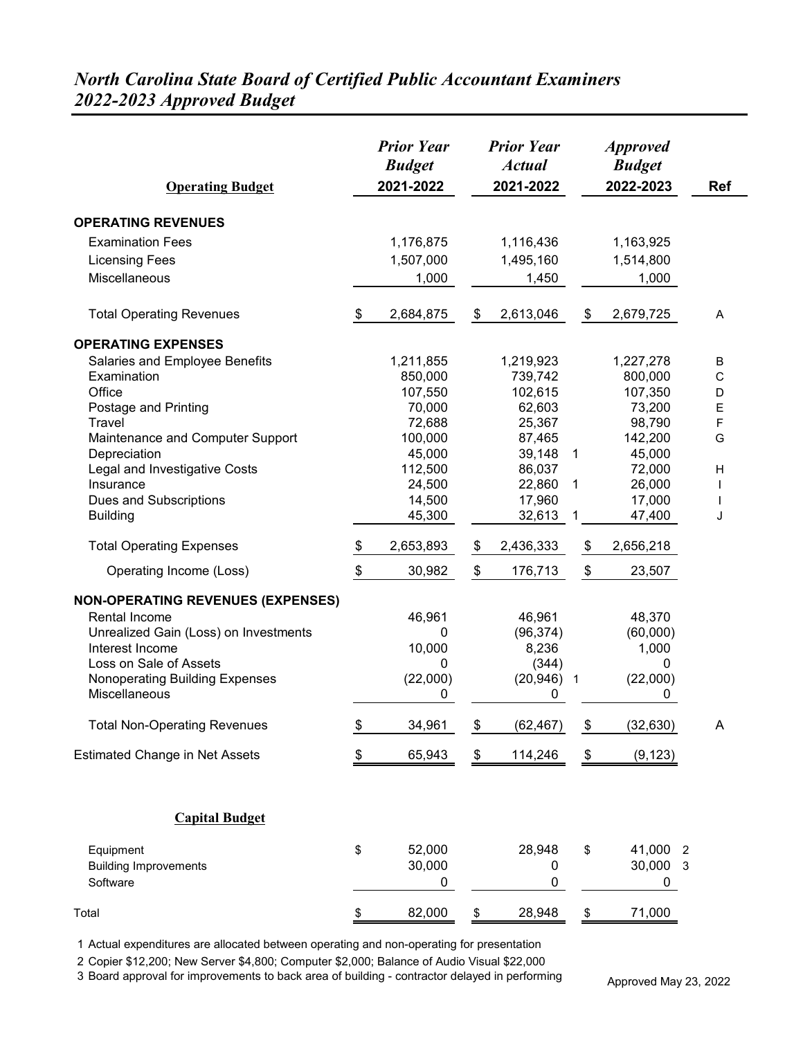# *North Carolina State Board of Certified Public Accountant Examiners*
# *2022-2023 Approved Budget*

| Operating Budget | *Prior Year Budget* 2021-2022 | *Prior Year Actual* 2021-2022 | | *Approved Budget* 2022-2023 | Ref |
|---|---|---|---|---|---|
| **OPERATING REVENUES** | | | | | |
| Examination Fees | 1,176,875 | 1,116,436 | | 1,163,925 | |
| Licensing Fees | 1,507,000 | 1,495,160 | | 1,514,800 | |
| Miscellaneous | 1,000 | 1,450 | | 1,000 | |
| Total Operating Revenues | $ 2,684,875 | $ 2,613,046 | | $ 2,679,725 | A |
| **OPERATING EXPENSES** | | | | | |
| Salaries and Employee Benefits | 1,211,855 | 1,219,923 | | 1,227,278 | B |
| Examination | 850,000 | 739,742 | | 800,000 | C |
| Office | 107,550 | 102,615 | | 107,350 | D |
| Postage and Printing | 70,000 | 62,603 | | 73,200 | E |
| Travel | 72,688 | 25,367 | | 98,790 | F |
| Maintenance and Computer Support | 100,000 | 87,465 | | 142,200 | G |
| Depreciation | 45,000 | 39,148 | 1 | 45,000 | |
| Legal and Investigative Costs | 112,500 | 86,037 | | 72,000 | H |
| Insurance | 24,500 | 22,860 | 1 | 26,000 | I |
| Dues and Subscriptions | 14,500 | 17,960 | | 17,000 | I |
| Building | 45,300 | 32,613 | 1 | 47,400 | J |
| Total Operating Expenses | $ 2,653,893 | $ 2,436,333 | | $ 2,656,218 | |
| Operating Income (Loss) | $ 30,982 | $ 176,713 | | $ 23,507 | |
| **NON-OPERATING REVENUES (EXPENSES)** | | | | | |
| Rental Income | 46,961 | 46,961 | | 48,370 | |
| Unrealized Gain (Loss) on Investments | 0 | (96,374) | | (60,000) | |
| Interest Income | 10,000 | 8,236 | | 1,000 | |
| Loss on Sale of Assets | 0 | (344) | | 0 | |
| Nonoperating Building Expenses | (22,000) | (20,946) | 1 | (22,000) | |
| Miscellaneous | 0 | 0 | | 0 | |
| Total Non-Operating Revenues | $ 34,961 | $ (62,467) | | $ (32,630) | A |
| Estimated Change in Net Assets | $ 65,943 | $ 114,246 | | $ (9,123) | |

**Capital Budget**

| | 2021-2022 Budget | 2021-2022 Actual | 2022-2023 Approved Budget | |
|---|---|---|---|---|
| Equipment | $ 52,000 | 28,948 | $ 41,000 | 2 |
| Building Improvements | 30,000 | 0 | 30,000 | 3 |
| Software | 0 | 0 | 0 | |
| Total | $ 82,000 | $ 28,948 | $ 71,000 | |

1 Actual expenditures are allocated between operating and non-operating for presentation

2 Copier $12,200; New Server $4,800; Computer $2,000; Balance of Audio Visual $22,000

3 Board approval for improvements to back area of building - contractor delayed in performing

Approved May 23, 2022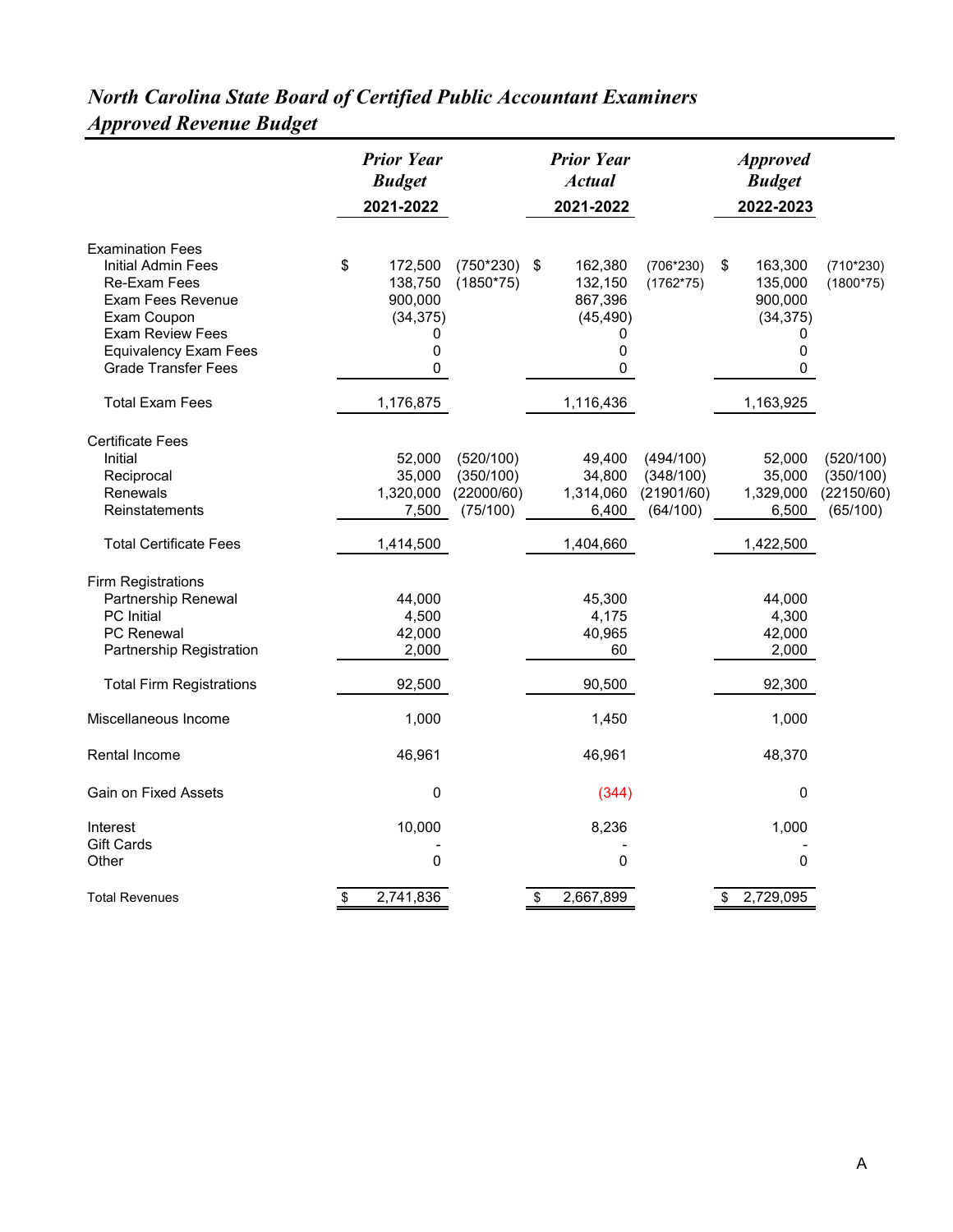# *North Carolina State Board of Certified Public Accountant Examiners*
## *Approved Revenue Budget*

| | *Prior Year Budget* 2021-2022 | | *Prior Year Actual* 2021-2022 | | *Approved Budget* 2022-2023 | |
|---|---|---|---|---|---|---|
| **Examination Fees** | | | | | | |
| Initial Admin Fees | $ 172,500 | (750*230) | $ 162,380 | (706*230) | $ 163,300 | (710*230) |
| Re-Exam Fees | 138,750 | (1850*75) | 132,150 | (1762*75) | 135,000 | (1800*75) |
| Exam Fees Revenue | 900,000 | | 867,396 | | 900,000 | |
| Exam Coupon | (34,375) | | (45,490) | | (34,375) | |
| Exam Review Fees | 0 | | 0 | | 0 | |
| Equivalency Exam Fees | 0 | | 0 | | 0 | |
| Grade Transfer Fees | 0 | | 0 | | 0 | |
| Total Exam Fees | 1,176,875 | | 1,116,436 | | 1,163,925 | |
| **Certificate Fees** | | | | | | |
| Initial | 52,000 | (520/100) | 49,400 | (494/100) | 52,000 | (520/100) |
| Reciprocal | 35,000 | (350/100) | 34,800 | (348/100) | 35,000 | (350/100) |
| Renewals | 1,320,000 | (22000/60) | 1,314,060 | (21901/60) | 1,329,000 | (22150/60) |
| Reinstatements | 7,500 | (75/100) | 6,400 | (64/100) | 6,500 | (65/100) |
| Total Certificate Fees | 1,414,500 | | 1,404,660 | | 1,422,500 | |
| **Firm Registrations** | | | | | | |
| Partnership Renewal | 44,000 | | 45,300 | | 44,000 | |
| PC Initial | 4,500 | | 4,175 | | 4,300 | |
| PC Renewal | 42,000 | | 40,965 | | 42,000 | |
| Partnership Registration | 2,000 | | 60 | | 2,000 | |
| Total Firm Registrations | 92,500 | | 90,500 | | 92,300 | |
| Miscellaneous Income | 1,000 | | 1,450 | | 1,000 | |
| Rental Income | 46,961 | | 46,961 | | 48,370 | |
| Gain on Fixed Assets | 0 | | (344) | | 0 | |
| Interest | 10,000 | | 8,236 | | 1,000 | |
| Gift Cards | - | | - | | - | |
| Other | 0 | | 0 | | 0 | |
| Total Revenues | $ 2,741,836 | | $ 2,667,899 | | $ 2,729,095 | |

A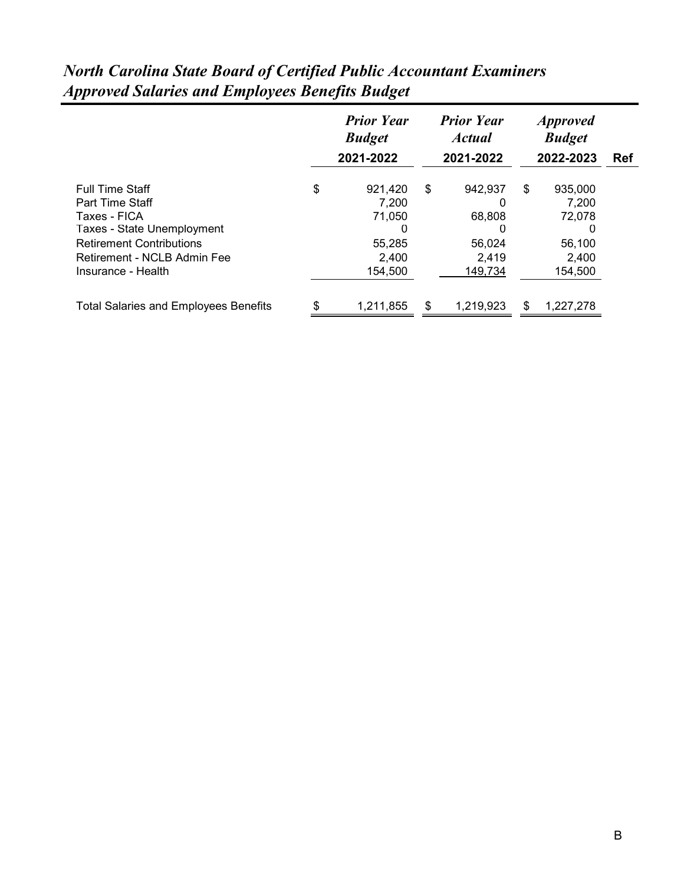# *North Carolina State Board of Certified Public Accountant Examiners*
## *Approved Salaries and Employees Benefits Budget*

| | ***Prior Year Budget*** 2021-2022 | ***Prior Year Actual*** 2021-2022 | ***Approved Budget*** 2022-2023 | **Ref** |
|---|---|---|---|---|
| Full Time Staff | $ 921,420 | $ 942,937 | $ 935,000 | |
| Part Time Staff | 7,200 | 0 | 7,200 | |
| Taxes - FICA | 71,050 | 68,808 | 72,078 | |
| Taxes - State Unemployment | 0 | 0 | 0 | |
| Retirement Contributions | 55,285 | 56,024 | 56,100 | |
| Retirement - NCLB Admin Fee | 2,400 | 2,419 | 2,400 | |
| Insurance - Health | 154,500 | 149,734 | 154,500 | |
| Total Salaries and Employees Benefits | $ 1,211,855 | $ 1,219,923 | $ 1,227,278 | |

B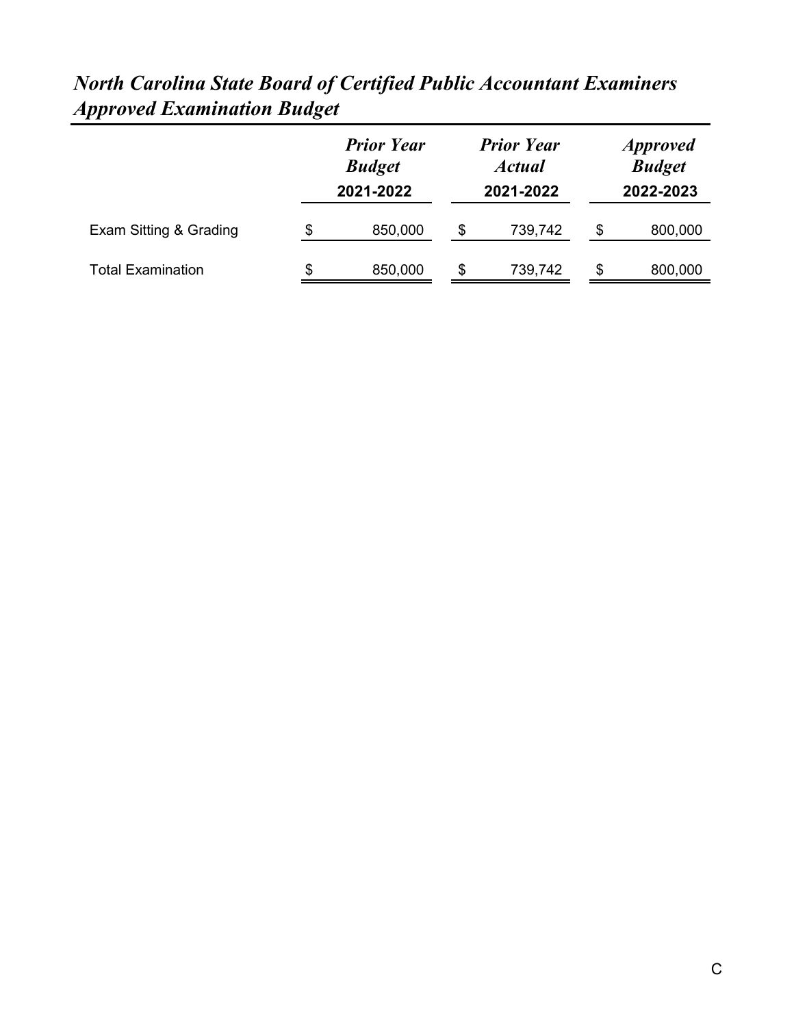# *North Carolina State Board of Certified Public Accountant Examiners*
# *Approved Examination Budget*

| | *Prior Year Budget* 2021-2022 | *Prior Year Actual* 2021-2022 | *Approved Budget* 2022-2023 |
|---|---|---|---|
| Exam Sitting & Grading | $ 850,000 | $ 739,742 | $ 800,000 |
| Total Examination | $ 850,000 | $ 739,742 | $ 800,000 |

C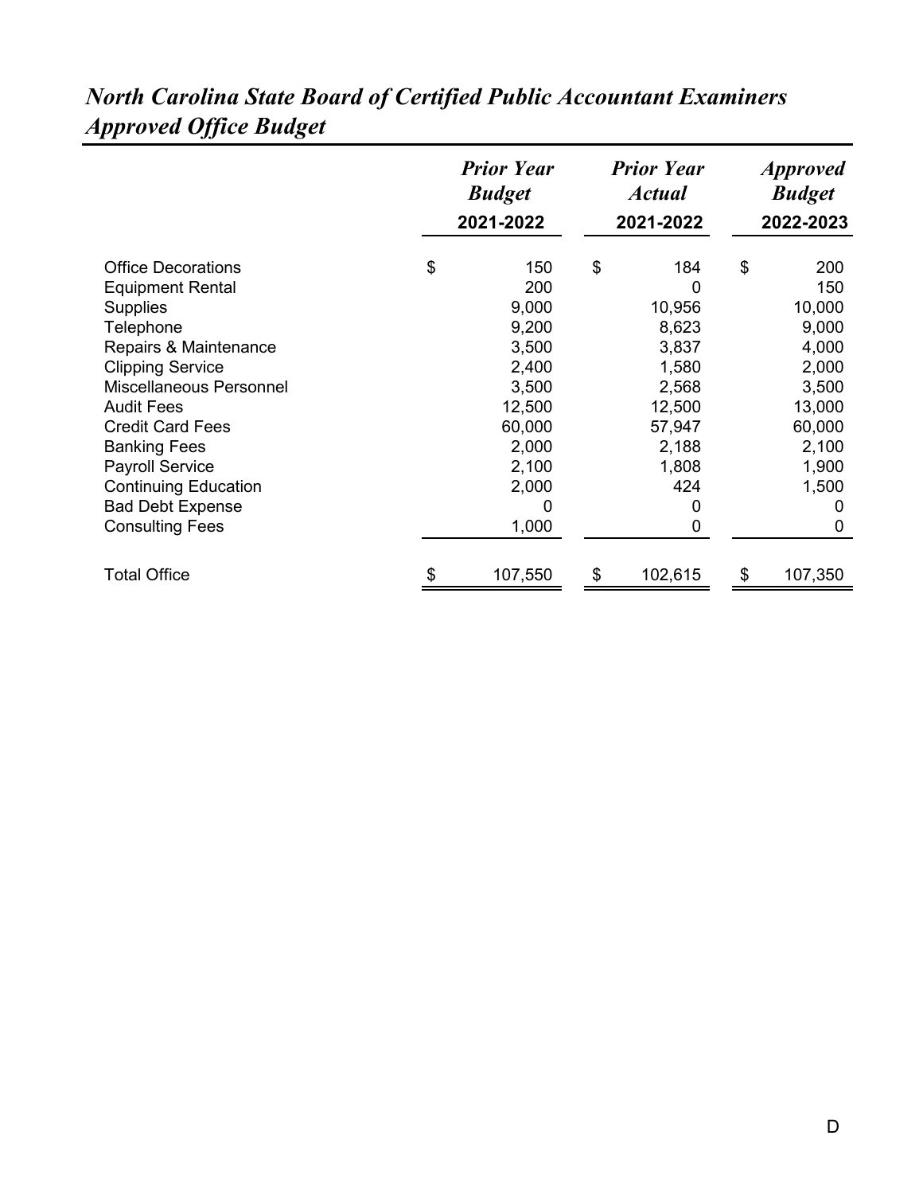# *North Carolina State Board of Certified Public Accountant Examiners*
# *Approved Office Budget*

| | *Prior Year Budget* 2021-2022 | *Prior Year Actual* 2021-2022 | *Approved Budget* 2022-2023 |
|---|---|---|---|
| Office Decorations | $ 150 | $ 184 | $ 200 |
| Equipment Rental | 200 | 0 | 150 |
| Supplies | 9,000 | 10,956 | 10,000 |
| Telephone | 9,200 | 8,623 | 9,000 |
| Repairs & Maintenance | 3,500 | 3,837 | 4,000 |
| Clipping Service | 2,400 | 1,580 | 2,000 |
| Miscellaneous Personnel | 3,500 | 2,568 | 3,500 |
| Audit Fees | 12,500 | 12,500 | 13,000 |
| Credit Card Fees | 60,000 | 57,947 | 60,000 |
| Banking Fees | 2,000 | 2,188 | 2,100 |
| Payroll Service | 2,100 | 1,808 | 1,900 |
| Continuing Education | 2,000 | 424 | 1,500 |
| Bad Debt Expense | 0 | 0 | 0 |
| Consulting Fees | 1,000 | 0 | 0 |
| Total Office | $ 107,550 | $ 102,615 | $ 107,350 |

D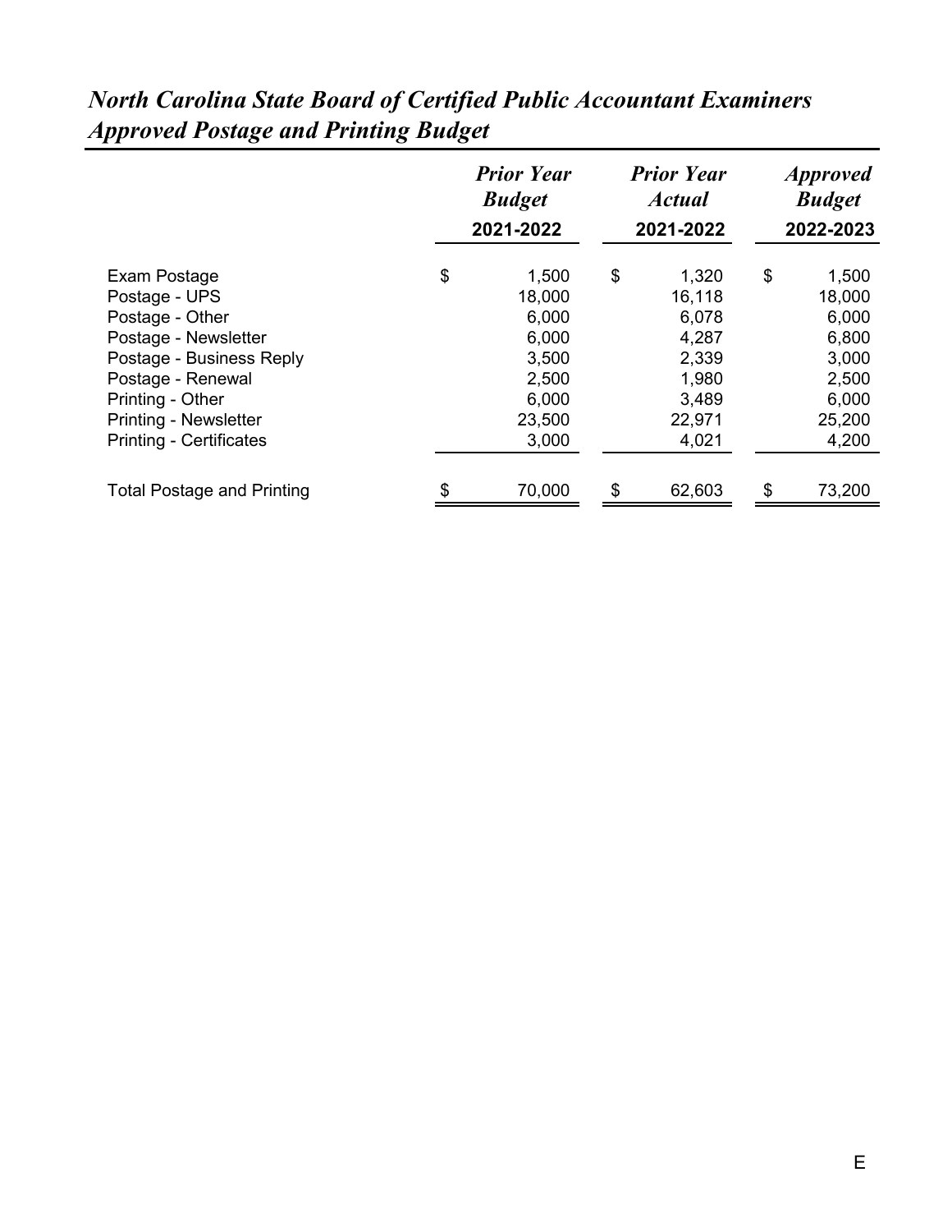# *North Carolina State Board of Certified Public Accountant Examiners Approved Postage and Printing Budget*

| | ***Prior Year Budget*** **2021-2022** | ***Prior Year Actual*** **2021-2022** | ***Approved Budget*** **2022-2023** |
|---|---|---|---|
| Exam Postage | $ 1,500 | $ 1,320 | $ 1,500 |
| Postage - UPS | 18,000 | 16,118 | 18,000 |
| Postage - Other | 6,000 | 6,078 | 6,000 |
| Postage - Newsletter | 6,000 | 4,287 | 6,800 |
| Postage - Business Reply | 3,500 | 2,339 | 3,000 |
| Postage - Renewal | 2,500 | 1,980 | 2,500 |
| Printing - Other | 6,000 | 3,489 | 6,000 |
| Printing - Newsletter | 23,500 | 22,971 | 25,200 |
| Printing - Certificates | 3,000 | 4,021 | 4,200 |
| Total Postage and Printing | $ 70,000 | $ 62,603 | $ 73,200 |

E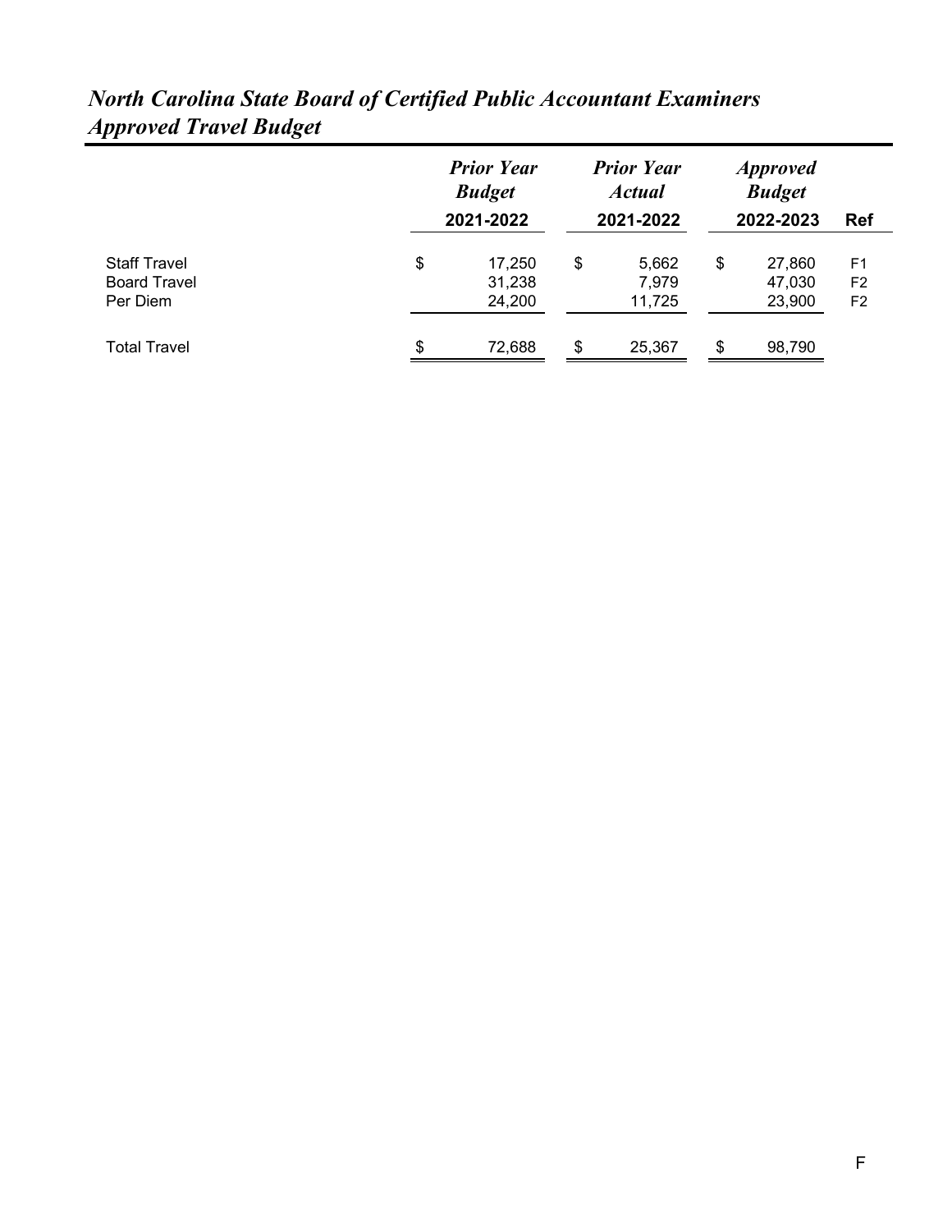# *North Carolina State Board of Certified Public Accountant Examiners*
# *Approved Travel Budget*

| | *Prior Year Budget* 2021-2022 | *Prior Year Actual* 2021-2022 | *Approved Budget* 2022-2023 | Ref |
|---|---|---|---|---|
| Staff Travel | $ 17,250 | $ 5,662 | $ 27,860 | F1 |
| Board Travel | 31,238 | 7,979 | 47,030 | F2 |
| Per Diem | 24,200 | 11,725 | 23,900 | F2 |
| Total Travel | $ 72,688 | $ 25,367 | $ 98,790 | |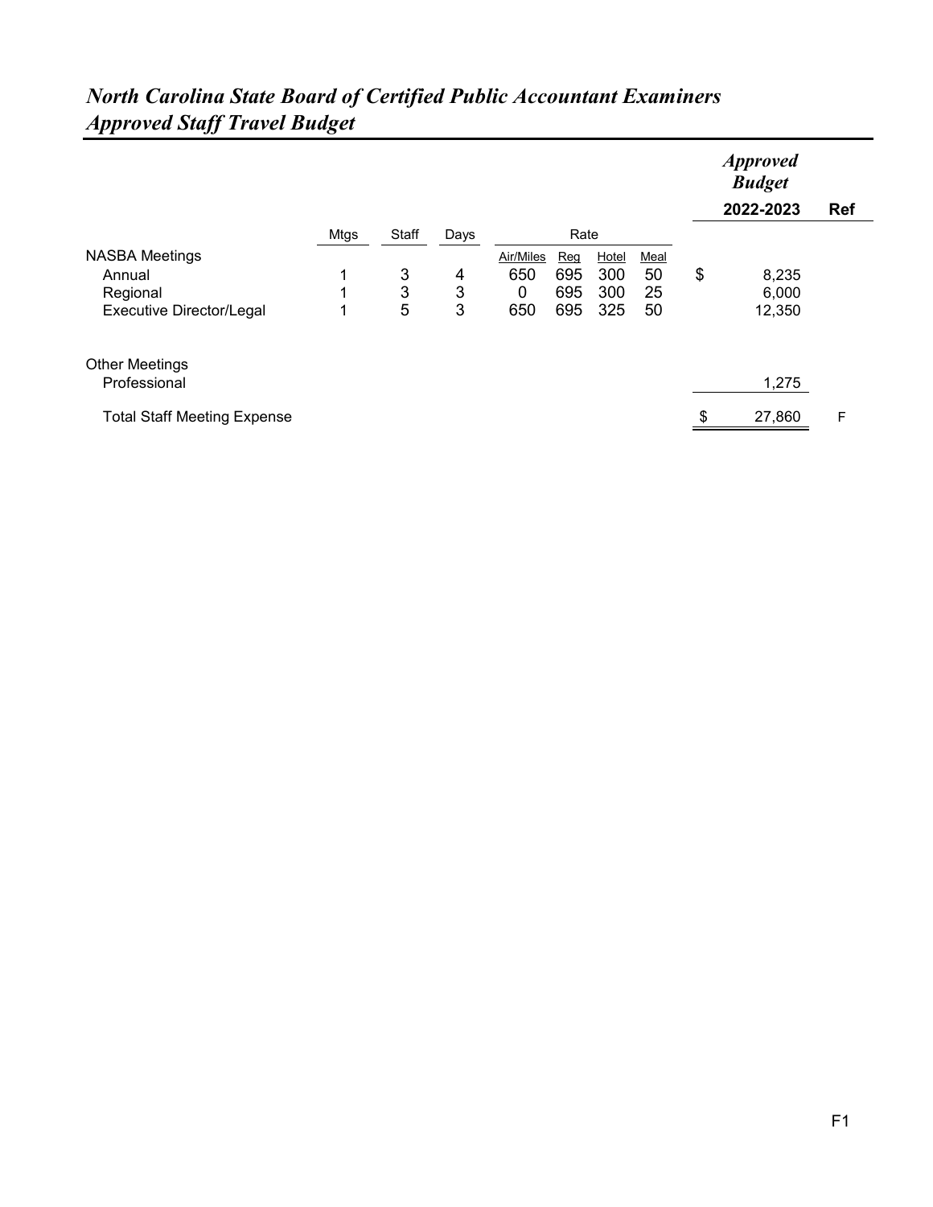## *North Carolina State Board of Certified Public Accountant Examiners*
## *Approved Staff Travel Budget*

| | Mtgs | Staff | Days | Rate | | | | Approved Budget 2022-2023 | Ref |
|---|---|---|---|---|---|---|---|---|---|
| | | | | Air/Miles | Reg | Hotel | Meal | | |
| NASBA Meetings | | | | | | | | | |
| Annual | 1 | 3 | 4 | 650 | 695 | 300 | 50 | $ 8,235 | |
| Regional | 1 | 3 | 3 | 0 | 695 | 300 | 25 | 6,000 | |
| Executive Director/Legal | 1 | 5 | 3 | 650 | 695 | 325 | 50 | 12,350 | |
| Other Meetings | | | | | | | | | |
| Professional | | | | | | | | 1,275 | |
| Total Staff Meeting Expense | | | | | | | | $ 27,860 | F |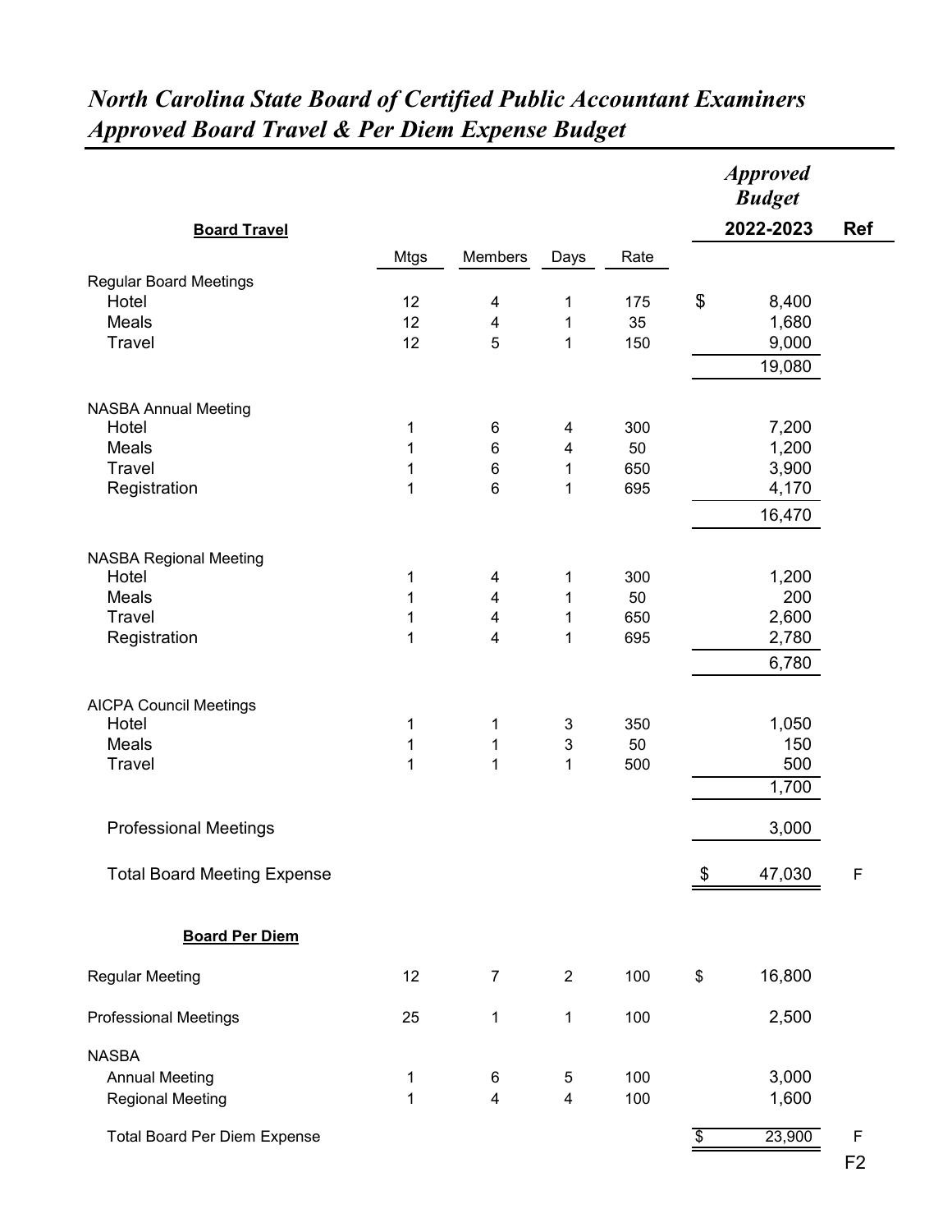# *North Carolina State Board of Certified Public Accountant Examiners*
# *Approved Board Travel & Per Diem Expense Budget*

| **Board Travel** | Mtgs | Members | Days | Rate | *Approved Budget* 2022-2023 | Ref |
|---|---|---|---|---|---|---|
| Regular Board Meetings | | | | | | |
| Hotel | 12 | 4 | 1 | 175 | $ 8,400 | |
| Meals | 12 | 4 | 1 | 35 | 1,680 | |
| Travel | 12 | 5 | 1 | 150 | 9,000 | |
| | | | | | 19,080 | |
| NASBA Annual Meeting | | | | | | |
| Hotel | 1 | 6 | 4 | 300 | 7,200 | |
| Meals | 1 | 6 | 4 | 50 | 1,200 | |
| Travel | 1 | 6 | 1 | 650 | 3,900 | |
| Registration | 1 | 6 | 1 | 695 | 4,170 | |
| | | | | | 16,470 | |
| NASBA Regional Meeting | | | | | | |
| Hotel | 1 | 4 | 1 | 300 | 1,200 | |
| Meals | 1 | 4 | 1 | 50 | 200 | |
| Travel | 1 | 4 | 1 | 650 | 2,600 | |
| Registration | 1 | 4 | 1 | 695 | 2,780 | |
| | | | | | 6,780 | |
| AICPA Council Meetings | | | | | | |
| Hotel | 1 | 1 | 3 | 350 | 1,050 | |
| Meals | 1 | 1 | 3 | 50 | 150 | |
| Travel | 1 | 1 | 1 | 500 | 500 | |
| | | | | | 1,700 | |
| Professional Meetings | | | | | 3,000 | |
| Total Board Meeting Expense | | | | | $ 47,030 | F |
| **Board Per Diem** | | | | | | |
| Regular Meeting | 12 | 7 | 2 | 100 | $ 16,800 | |
| Professional Meetings | 25 | 1 | 1 | 100 | 2,500 | |
| NASBA | | | | | | |
| Annual Meeting | 1 | 6 | 5 | 100 | 3,000 | |
| Regional Meeting | 1 | 4 | 4 | 100 | 1,600 | |
| Total Board Per Diem Expense | | | | | $ 23,900 | F |

F2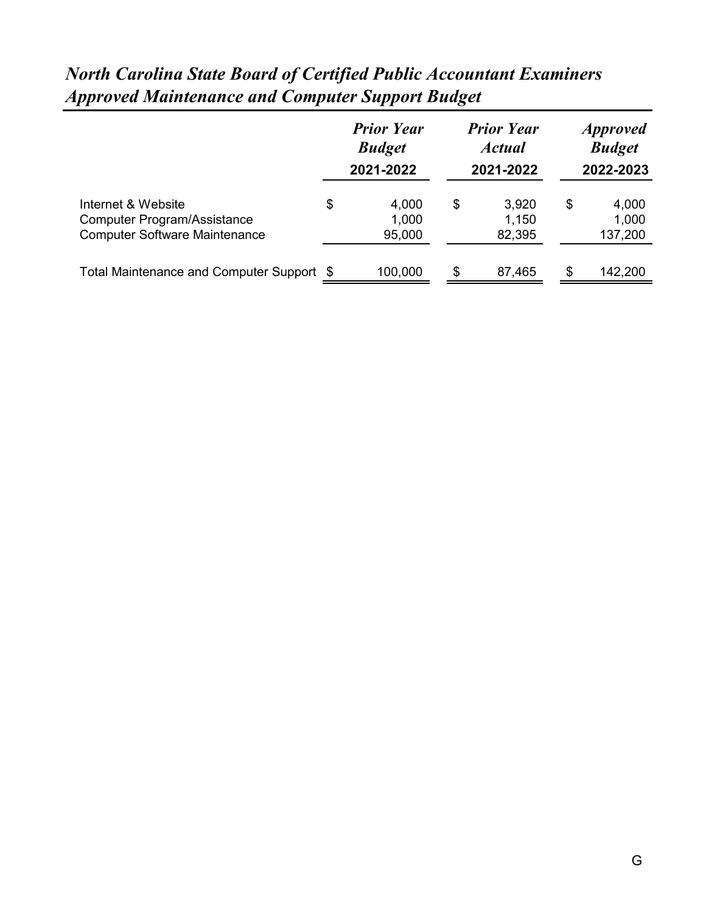# *North Carolina State Board of Certified Public Accountant Examiners*
# *Approved Maintenance and Computer Support Budget*

| | *Prior Year Budget* 2021-2022 | *Prior Year Actual* 2021-2022 | *Approved Budget* 2022-2023 |
|---|---|---|---|
| Internet & Website | $ 4,000 | $ 3,920 | $ 4,000 |
| Computer Program/Assistance | 1,000 | 1,150 | 1,000 |
| Computer Software Maintenance | 95,000 | 82,395 | 137,200 |
| Total Maintenance and Computer Support | $ 100,000 | $ 87,465 | $ 142,200 |

G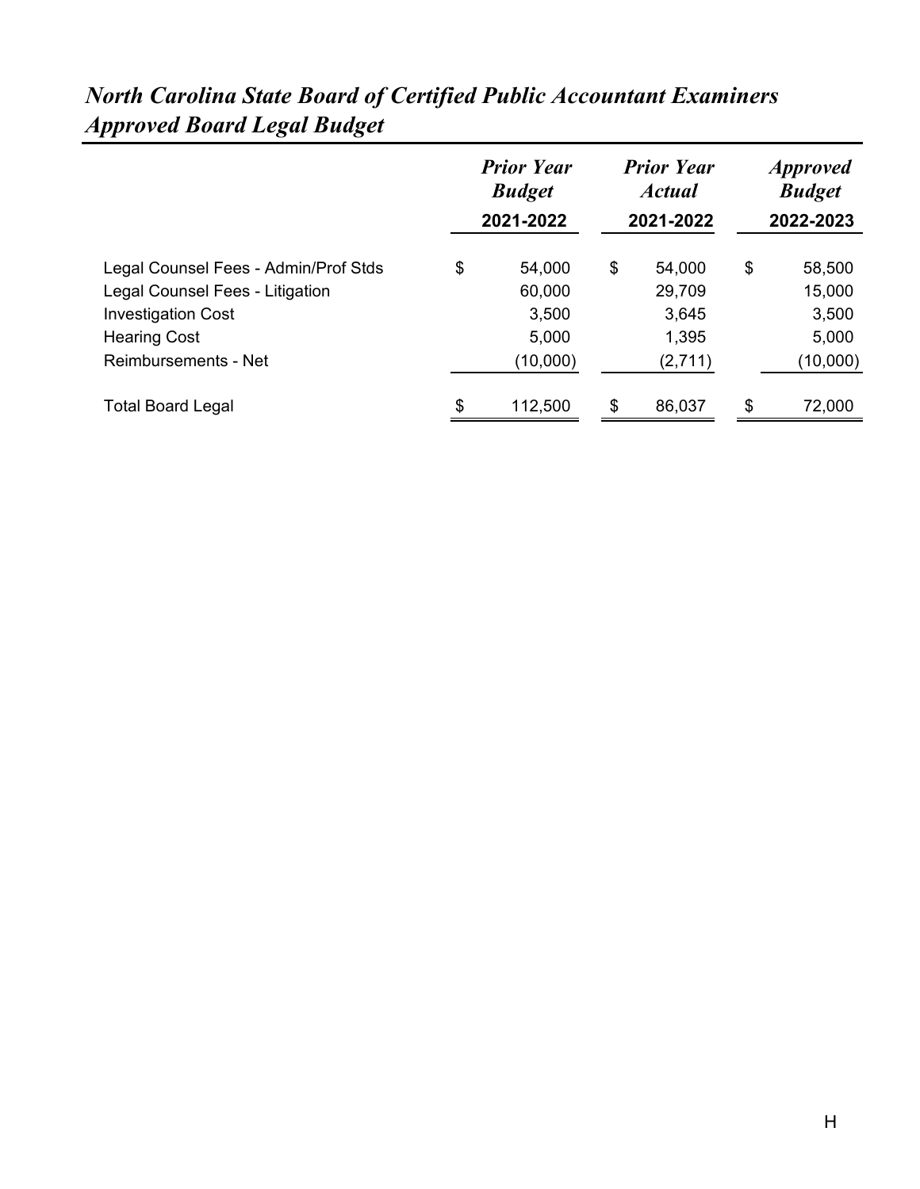# *North Carolina State Board of Certified Public Accountant Examiners*
# *Approved Board Legal Budget*

| | *Prior Year Budget* 2021-2022 | *Prior Year Actual* 2021-2022 | *Approved Budget* 2022-2023 |
|---|---|---|---|
| Legal Counsel Fees - Admin/Prof Stds | $ 54,000 | $ 54,000 | $ 58,500 |
| Legal Counsel Fees - Litigation | 60,000 | 29,709 | 15,000 |
| Investigation Cost | 3,500 | 3,645 | 3,500 |
| Hearing Cost | 5,000 | 1,395 | 5,000 |
| Reimbursements - Net | (10,000) | (2,711) | (10,000) |
| Total Board Legal | $ 112,500 | $ 86,037 | $ 72,000 |

H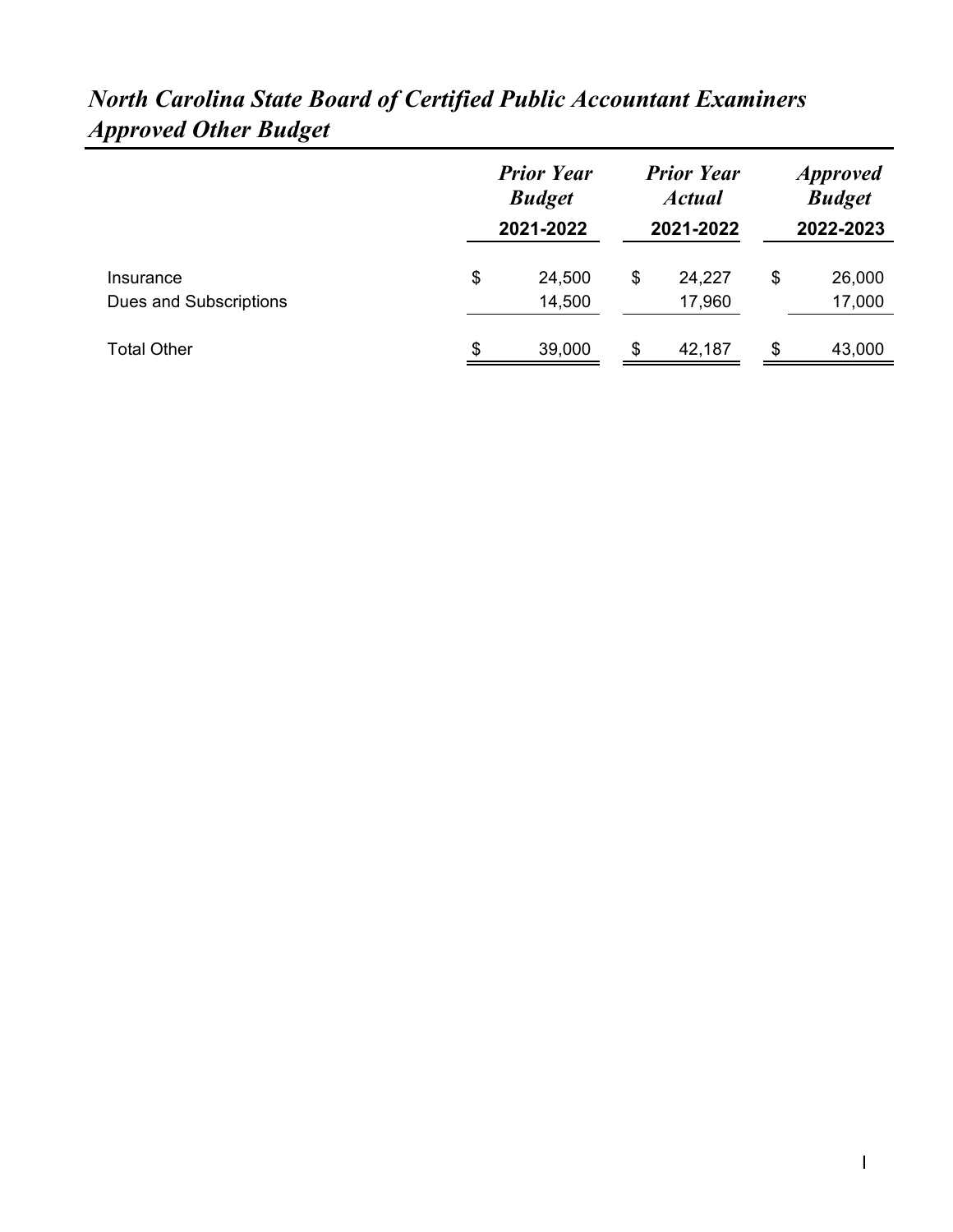# *North Carolina State Board of Certified Public Accountant Examiners*
# *Approved Other Budget*

| | *Prior Year Budget* 2021-2022 | *Prior Year Actual* 2021-2022 | *Approved Budget* 2022-2023 |
|---|---|---|---|
| Insurance | $ 24,500 | $ 24,227 | $ 26,000 |
| Dues and Subscriptions | 14,500 | 17,960 | 17,000 |
| Total Other | $ 39,000 | $ 42,187 | $ 43,000 |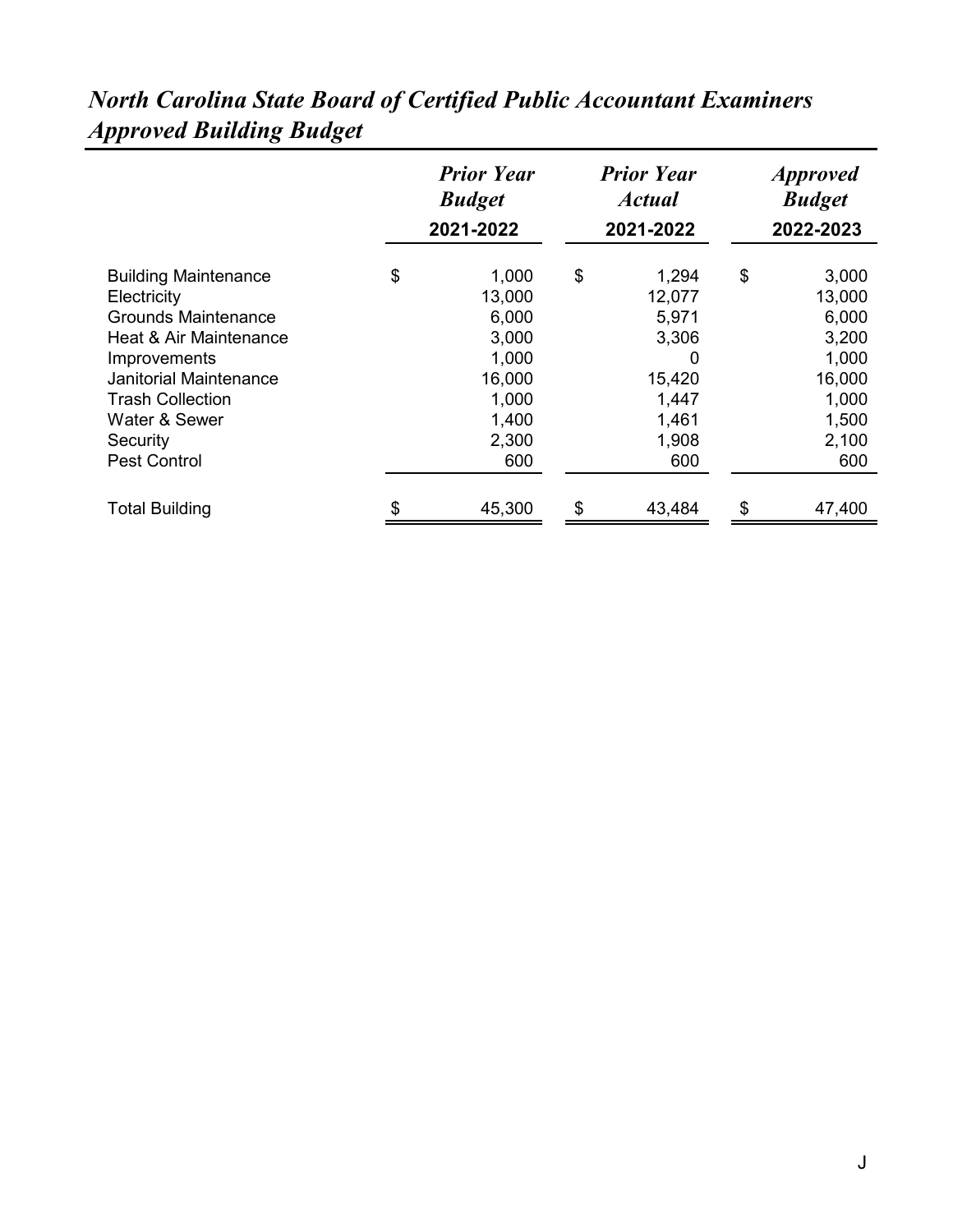# *North Carolina State Board of Certified Public Accountant Examiners*
# *Approved Building Budget*

| | ***Prior Year Budget*** **2021-2022** | ***Prior Year Actual*** **2021-2022** | ***Approved Budget*** **2022-2023** |
|---|---|---|---|
| Building Maintenance | $ 1,000 | $ 1,294 | $ 3,000 |
| Electricity | 13,000 | 12,077 | 13,000 |
| Grounds Maintenance | 6,000 | 5,971 | 6,000 |
| Heat & Air Maintenance | 3,000 | 3,306 | 3,200 |
| Improvements | 1,000 | 0 | 1,000 |
| Janitorial Maintenance | 16,000 | 15,420 | 16,000 |
| Trash Collection | 1,000 | 1,447 | 1,000 |
| Water & Sewer | 1,400 | 1,461 | 1,500 |
| Security | 2,300 | 1,908 | 2,100 |
| Pest Control | 600 | 600 | 600 |
| Total Building | $ 45,300 | $ 43,484 | $ 47,400 |

J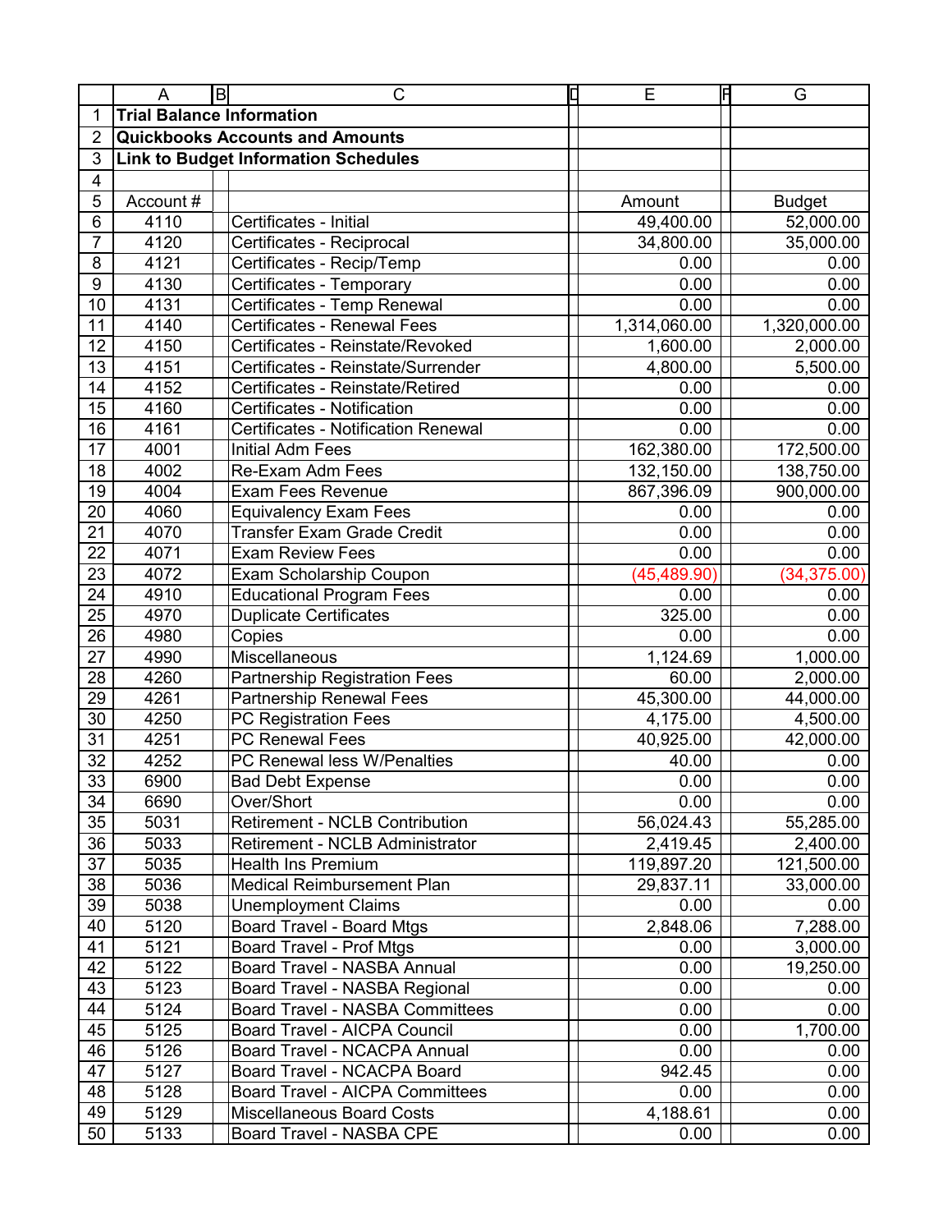| | A | B | C | D | E | F | G |
|---|---|---|---|---|---|---|---|
| 1 | **Trial Balance Information** | | | | | | |
| 2 | **Quickbooks Accounts and Amounts** | | | | | | |
| 3 | **Link to Budget Information Schedules** | | | | | | |
| 4 | | | | | | | |
| 5 | Account # | | | | Amount | | Budget |
| 6 | 4110 | | Certificates - Initial | | 49,400.00 | | 52,000.00 |
| 7 | 4120 | | Certificates - Reciprocal | | 34,800.00 | | 35,000.00 |
| 8 | 4121 | | Certificates - Recip/Temp | | 0.00 | | 0.00 |
| 9 | 4130 | | Certificates - Temporary | | 0.00 | | 0.00 |
| 10 | 4131 | | Certificates - Temp Renewal | | 0.00 | | 0.00 |
| 11 | 4140 | | Certificates - Renewal Fees | | 1,314,060.00 | | 1,320,000.00 |
| 12 | 4150 | | Certificates - Reinstate/Revoked | | 1,600.00 | | 2,000.00 |
| 13 | 4151 | | Certificates - Reinstate/Surrender | | 4,800.00 | | 5,500.00 |
| 14 | 4152 | | Certificates - Reinstate/Retired | | 0.00 | | 0.00 |
| 15 | 4160 | | Certificates - Notification | | 0.00 | | 0.00 |
| 16 | 4161 | | Certificates - Notification Renewal | | 0.00 | | 0.00 |
| 17 | 4001 | | Initial Adm Fees | | 162,380.00 | | 172,500.00 |
| 18 | 4002 | | Re-Exam Adm Fees | | 132,150.00 | | 138,750.00 |
| 19 | 4004 | | Exam Fees Revenue | | 867,396.09 | | 900,000.00 |
| 20 | 4060 | | Equivalency Exam Fees | | 0.00 | | 0.00 |
| 21 | 4070 | | Transfer Exam Grade Credit | | 0.00 | | 0.00 |
| 22 | 4071 | | Exam Review Fees | | 0.00 | | 0.00 |
| 23 | 4072 | | Exam Scholarship Coupon | | (45,489.90) | | (34,375.00) |
| 24 | 4910 | | Educational Program Fees | | 0.00 | | 0.00 |
| 25 | 4970 | | Duplicate Certificates | | 325.00 | | 0.00 |
| 26 | 4980 | | Copies | | 0.00 | | 0.00 |
| 27 | 4990 | | Miscellaneous | | 1,124.69 | | 1,000.00 |
| 28 | 4260 | | Partnership Registration Fees | | 60.00 | | 2,000.00 |
| 29 | 4261 | | Partnership Renewal Fees | | 45,300.00 | | 44,000.00 |
| 30 | 4250 | | PC Registration Fees | | 4,175.00 | | 4,500.00 |
| 31 | 4251 | | PC Renewal Fees | | 40,925.00 | | 42,000.00 |
| 32 | 4252 | | PC Renewal less W/Penalties | | 40.00 | | 0.00 |
| 33 | 6900 | | Bad Debt Expense | | 0.00 | | 0.00 |
| 34 | 6690 | | Over/Short | | 0.00 | | 0.00 |
| 35 | 5031 | | Retirement - NCLB Contribution | | 56,024.43 | | 55,285.00 |
| 36 | 5033 | | Retirement - NCLB Administrator | | 2,419.45 | | 2,400.00 |
| 37 | 5035 | | Health Ins Premium | | 119,897.20 | | 121,500.00 |
| 38 | 5036 | | Medical Reimbursement Plan | | 29,837.11 | | 33,000.00 |
| 39 | 5038 | | Unemployment Claims | | 0.00 | | 0.00 |
| 40 | 5120 | | Board Travel - Board Mtgs | | 2,848.06 | | 7,288.00 |
| 41 | 5121 | | Board Travel - Prof Mtgs | | 0.00 | | 3,000.00 |
| 42 | 5122 | | Board Travel - NASBA Annual | | 0.00 | | 19,250.00 |
| 43 | 5123 | | Board Travel - NASBA Regional | | 0.00 | | 0.00 |
| 44 | 5124 | | Board Travel - NASBA Committees | | 0.00 | | 0.00 |
| 45 | 5125 | | Board Travel - AICPA Council | | 0.00 | | 1,700.00 |
| 46 | 5126 | | Board Travel - NCACPA Annual | | 0.00 | | 0.00 |
| 47 | 5127 | | Board Travel - NCACPA Board | | 942.45 | | 0.00 |
| 48 | 5128 | | Board Travel - AICPA Committees | | 0.00 | | 0.00 |
| 49 | 5129 | | Miscellaneous Board Costs | | 4,188.61 | | 0.00 |
| 50 | 5133 | | Board Travel - NASBA CPE | | 0.00 | | 0.00 |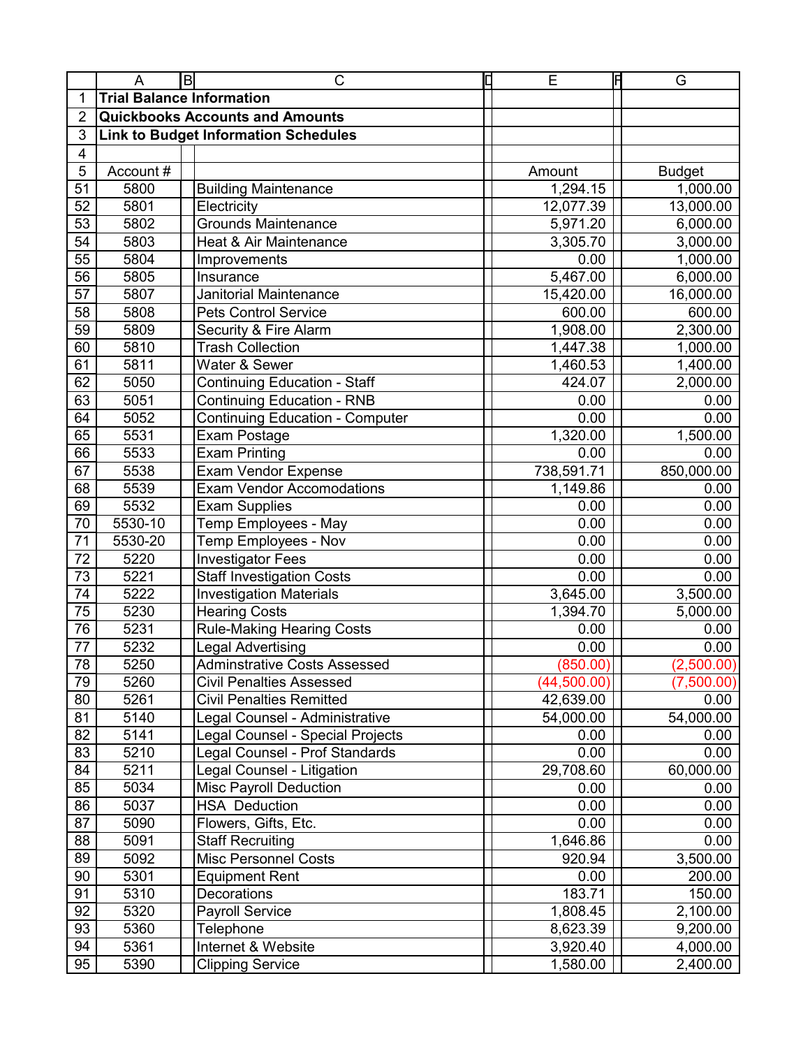| | A | B | C | D | E | F | G |
|---|---|---|---|---|---|---|---|
| 1 | **Trial Balance Information** | | | | | | |
| 2 | **Quickbooks Accounts and Amounts** | | | | | | |
| 3 | **Link to Budget Information Schedules** | | | | | | |
| 4 | | | | | | | |
| 5 | Account # | | | | Amount | | Budget |
| 51 | 5800 | | Building Maintenance | | 1,294.15 | | 1,000.00 |
| 52 | 5801 | | Electricity | | 12,077.39 | | 13,000.00 |
| 53 | 5802 | | Grounds Maintenance | | 5,971.20 | | 6,000.00 |
| 54 | 5803 | | Heat & Air Maintenance | | 3,305.70 | | 3,000.00 |
| 55 | 5804 | | Improvements | | 0.00 | | 1,000.00 |
| 56 | 5805 | | Insurance | | 5,467.00 | | 6,000.00 |
| 57 | 5807 | | Janitorial Maintenance | | 15,420.00 | | 16,000.00 |
| 58 | 5808 | | Pets Control Service | | 600.00 | | 600.00 |
| 59 | 5809 | | Security & Fire Alarm | | 1,908.00 | | 2,300.00 |
| 60 | 5810 | | Trash Collection | | 1,447.38 | | 1,000.00 |
| 61 | 5811 | | Water & Sewer | | 1,460.53 | | 1,400.00 |
| 62 | 5050 | | Continuing Education - Staff | | 424.07 | | 2,000.00 |
| 63 | 5051 | | Continuing Education - RNB | | 0.00 | | 0.00 |
| 64 | 5052 | | Continuing Education - Computer | | 0.00 | | 0.00 |
| 65 | 5531 | | Exam Postage | | 1,320.00 | | 1,500.00 |
| 66 | 5533 | | Exam Printing | | 0.00 | | 0.00 |
| 67 | 5538 | | Exam Vendor Expense | | 738,591.71 | | 850,000.00 |
| 68 | 5539 | | Exam Vendor Accomodations | | 1,149.86 | | 0.00 |
| 69 | 5532 | | Exam Supplies | | 0.00 | | 0.00 |
| 70 | 5530-10 | | Temp Employees - May | | 0.00 | | 0.00 |
| 71 | 5530-20 | | Temp Employees - Nov | | 0.00 | | 0.00 |
| 72 | 5220 | | Investigator Fees | | 0.00 | | 0.00 |
| 73 | 5221 | | Staff Investigation Costs | | 0.00 | | 0.00 |
| 74 | 5222 | | Investigation Materials | | 3,645.00 | | 3,500.00 |
| 75 | 5230 | | Hearing Costs | | 1,394.70 | | 5,000.00 |
| 76 | 5231 | | Rule-Making Hearing Costs | | 0.00 | | 0.00 |
| 77 | 5232 | | Legal Advertising | | 0.00 | | 0.00 |
| 78 | 5250 | | Adminstrative Costs Assessed | | (850.00) | | (2,500.00) |
| 79 | 5260 | | Civil Penalties Assessed | | (44,500.00) | | (7,500.00) |
| 80 | 5261 | | Civil Penalties Remitted | | 42,639.00 | | 0.00 |
| 81 | 5140 | | Legal Counsel - Administrative | | 54,000.00 | | 54,000.00 |
| 82 | 5141 | | Legal Counsel - Special Projects | | 0.00 | | 0.00 |
| 83 | 5210 | | Legal Counsel - Prof Standards | | 0.00 | | 0.00 |
| 84 | 5211 | | Legal Counsel - Litigation | | 29,708.60 | | 60,000.00 |
| 85 | 5034 | | Misc Payroll Deduction | | 0.00 | | 0.00 |
| 86 | 5037 | | HSA Deduction | | 0.00 | | 0.00 |
| 87 | 5090 | | Flowers, Gifts, Etc. | | 0.00 | | 0.00 |
| 88 | 5091 | | Staff Recruiting | | 1,646.86 | | 0.00 |
| 89 | 5092 | | Misc Personnel Costs | | 920.94 | | 3,500.00 |
| 90 | 5301 | | Equipment Rent | | 0.00 | | 200.00 |
| 91 | 5310 | | Decorations | | 183.71 | | 150.00 |
| 92 | 5320 | | Payroll Service | | 1,808.45 | | 2,100.00 |
| 93 | 5360 | | Telephone | | 8,623.39 | | 9,200.00 |
| 94 | 5361 | | Internet & Website | | 3,920.40 | | 4,000.00 |
| 95 | 5390 | | Clipping Service | | 1,580.00 | | 2,400.00 |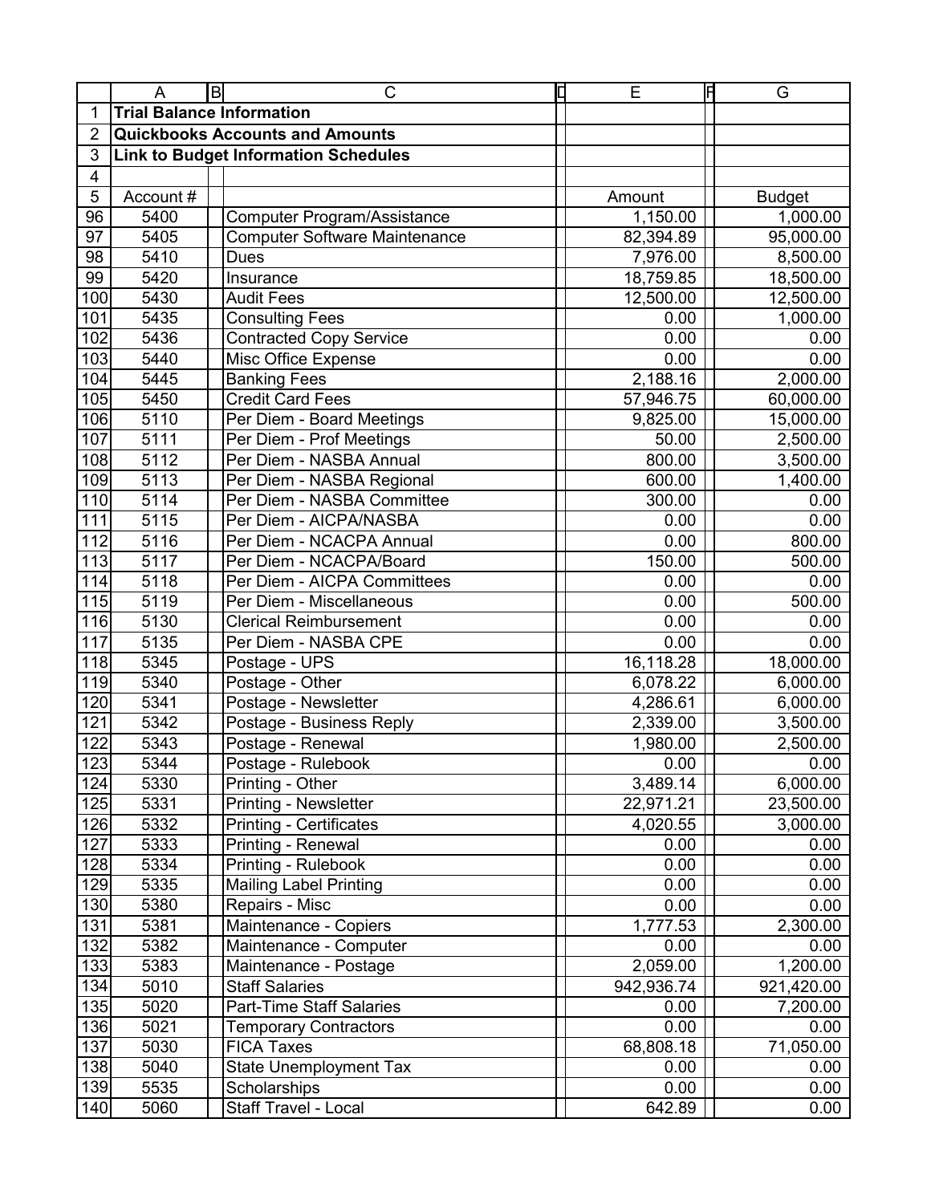| | A | B | C | D | E | F | G |
|---|---|---|---|---|---|---|---|
| 1 | **Trial Balance Information** | | | | | | |
| 2 | **Quickbooks Accounts and Amounts** | | | | | | |
| 3 | **Link to Budget Information Schedules** | | | | | | |
| 4 | | | | | | | |
| 5 | Account # | | | | Amount | | Budget |
| 96 | 5400 | | Computer Program/Assistance | | 1,150.00 | | 1,000.00 |
| 97 | 5405 | | Computer Software Maintenance | | 82,394.89 | | 95,000.00 |
| 98 | 5410 | | Dues | | 7,976.00 | | 8,500.00 |
| 99 | 5420 | | Insurance | | 18,759.85 | | 18,500.00 |
| 100 | 5430 | | Audit Fees | | 12,500.00 | | 12,500.00 |
| 101 | 5435 | | Consulting Fees | | 0.00 | | 1,000.00 |
| 102 | 5436 | | Contracted Copy Service | | 0.00 | | 0.00 |
| 103 | 5440 | | Misc Office Expense | | 0.00 | | 0.00 |
| 104 | 5445 | | Banking Fees | | 2,188.16 | | 2,000.00 |
| 105 | 5450 | | Credit Card Fees | | 57,946.75 | | 60,000.00 |
| 106 | 5110 | | Per Diem - Board Meetings | | 9,825.00 | | 15,000.00 |
| 107 | 5111 | | Per Diem - Prof Meetings | | 50.00 | | 2,500.00 |
| 108 | 5112 | | Per Diem - NASBA Annual | | 800.00 | | 3,500.00 |
| 109 | 5113 | | Per Diem - NASBA Regional | | 600.00 | | 1,400.00 |
| 110 | 5114 | | Per Diem - NASBA Committee | | 300.00 | | 0.00 |
| 111 | 5115 | | Per Diem - AICPA/NASBA | | 0.00 | | 0.00 |
| 112 | 5116 | | Per Diem - NCACPA Annual | | 0.00 | | 800.00 |
| 113 | 5117 | | Per Diem - NCACPA/Board | | 150.00 | | 500.00 |
| 114 | 5118 | | Per Diem - AICPA Committees | | 0.00 | | 0.00 |
| 115 | 5119 | | Per Diem - Miscellaneous | | 0.00 | | 500.00 |
| 116 | 5130 | | Clerical Reimbursement | | 0.00 | | 0.00 |
| 117 | 5135 | | Per Diem - NASBA CPE | | 0.00 | | 0.00 |
| 118 | 5345 | | Postage - UPS | | 16,118.28 | | 18,000.00 |
| 119 | 5340 | | Postage - Other | | 6,078.22 | | 6,000.00 |
| 120 | 5341 | | Postage - Newsletter | | 4,286.61 | | 6,000.00 |
| 121 | 5342 | | Postage - Business Reply | | 2,339.00 | | 3,500.00 |
| 122 | 5343 | | Postage - Renewal | | 1,980.00 | | 2,500.00 |
| 123 | 5344 | | Postage - Rulebook | | 0.00 | | 0.00 |
| 124 | 5330 | | Printing - Other | | 3,489.14 | | 6,000.00 |
| 125 | 5331 | | Printing - Newsletter | | 22,971.21 | | 23,500.00 |
| 126 | 5332 | | Printing - Certificates | | 4,020.55 | | 3,000.00 |
| 127 | 5333 | | Printing - Renewal | | 0.00 | | 0.00 |
| 128 | 5334 | | Printing - Rulebook | | 0.00 | | 0.00 |
| 129 | 5335 | | Mailing Label Printing | | 0.00 | | 0.00 |
| 130 | 5380 | | Repairs - Misc | | 0.00 | | 0.00 |
| 131 | 5381 | | Maintenance - Copiers | | 1,777.53 | | 2,300.00 |
| 132 | 5382 | | Maintenance - Computer | | 0.00 | | 0.00 |
| 133 | 5383 | | Maintenance - Postage | | 2,059.00 | | 1,200.00 |
| 134 | 5010 | | Staff Salaries | | 942,936.74 | | 921,420.00 |
| 135 | 5020 | | Part-Time Staff Salaries | | 0.00 | | 7,200.00 |
| 136 | 5021 | | Temporary Contractors | | 0.00 | | 0.00 |
| 137 | 5030 | | FICA Taxes | | 68,808.18 | | 71,050.00 |
| 138 | 5040 | | State Unemployment Tax | | 0.00 | | 0.00 |
| 139 | 5535 | | Scholarships | | 0.00 | | 0.00 |
| 140 | 5060 | | Staff Travel - Local | | 642.89 | | 0.00 |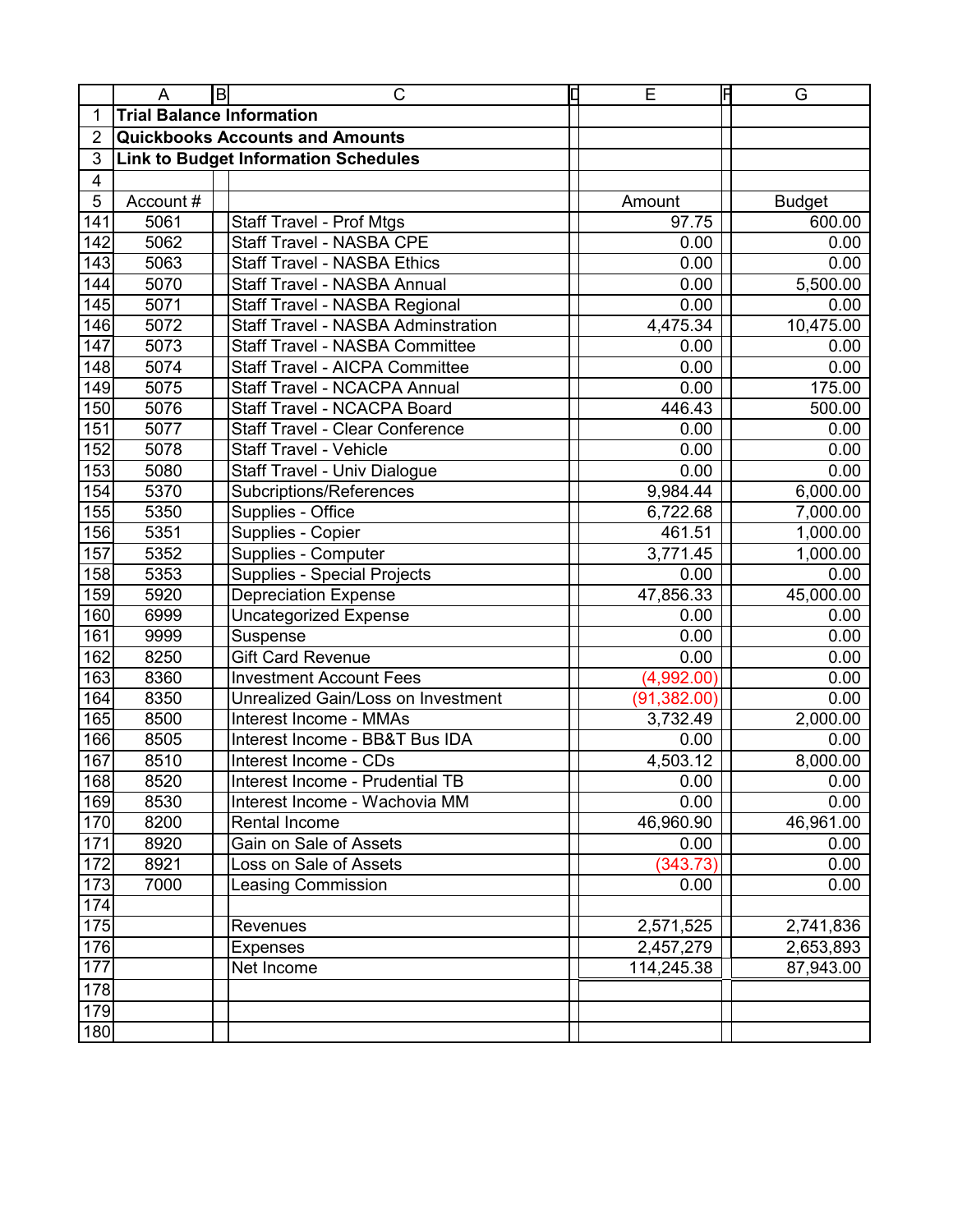| | A | B | C | D | E | F | G |
|---|---|---|---|---|---|---|---|
| 1 | **Trial Balance Information** | | | | | | |
| 2 | **Quickbooks Accounts and Amounts** | | | | | | |
| 3 | **Link to Budget Information Schedules** | | | | | | |
| 4 | | | | | | | |
| 5 | Account # | | | | Amount | | Budget |
| 141 | 5061 | | Staff Travel - Prof Mtgs | | 97.75 | | 600.00 |
| 142 | 5062 | | Staff Travel - NASBA CPE | | 0.00 | | 0.00 |
| 143 | 5063 | | Staff Travel - NASBA Ethics | | 0.00 | | 0.00 |
| 144 | 5070 | | Staff Travel - NASBA Annual | | 0.00 | | 5,500.00 |
| 145 | 5071 | | Staff Travel - NASBA Regional | | 0.00 | | 0.00 |
| 146 | 5072 | | Staff Travel - NASBA Adminstration | | 4,475.34 | | 10,475.00 |
| 147 | 5073 | | Staff Travel - NASBA Committee | | 0.00 | | 0.00 |
| 148 | 5074 | | Staff Travel - AICPA Committee | | 0.00 | | 0.00 |
| 149 | 5075 | | Staff Travel - NCACPA Annual | | 0.00 | | 175.00 |
| 150 | 5076 | | Staff Travel - NCACPA Board | | 446.43 | | 500.00 |
| 151 | 5077 | | Staff Travel - Clear Conference | | 0.00 | | 0.00 |
| 152 | 5078 | | Staff Travel - Vehicle | | 0.00 | | 0.00 |
| 153 | 5080 | | Staff Travel - Univ Dialogue | | 0.00 | | 0.00 |
| 154 | 5370 | | Subcriptions/References | | 9,984.44 | | 6,000.00 |
| 155 | 5350 | | Supplies - Office | | 6,722.68 | | 7,000.00 |
| 156 | 5351 | | Supplies - Copier | | 461.51 | | 1,000.00 |
| 157 | 5352 | | Supplies - Computer | | 3,771.45 | | 1,000.00 |
| 158 | 5353 | | Supplies - Special Projects | | 0.00 | | 0.00 |
| 159 | 5920 | | Depreciation Expense | | 47,856.33 | | 45,000.00 |
| 160 | 6999 | | Uncategorized Expense | | 0.00 | | 0.00 |
| 161 | 9999 | | Suspense | | 0.00 | | 0.00 |
| 162 | 8250 | | Gift Card Revenue | | 0.00 | | 0.00 |
| 163 | 8360 | | Investment Account Fees | | (4,992.00) | | 0.00 |
| 164 | 8350 | | Unrealized Gain/Loss on Investment | | (91,382.00) | | 0.00 |
| 165 | 8500 | | Interest Income - MMAs | | 3,732.49 | | 2,000.00 |
| 166 | 8505 | | Interest Income - BB&T Bus IDA | | 0.00 | | 0.00 |
| 167 | 8510 | | Interest Income - CDs | | 4,503.12 | | 8,000.00 |
| 168 | 8520 | | Interest Income - Prudential TB | | 0.00 | | 0.00 |
| 169 | 8530 | | Interest Income - Wachovia MM | | 0.00 | | 0.00 |
| 170 | 8200 | | Rental Income | | 46,960.90 | | 46,961.00 |
| 171 | 8920 | | Gain on Sale of Assets | | 0.00 | | 0.00 |
| 172 | 8921 | | Loss on Sale of Assets | | (343.73) | | 0.00 |
| 173 | 7000 | | Leasing Commission | | 0.00 | | 0.00 |
| 174 | | | | | | | |
| 175 | | | Revenues | | 2,571,525 | | 2,741,836 |
| 176 | | | Expenses | | 2,457,279 | | 2,653,893 |
| 177 | | | Net Income | | 114,245.38 | | 87,943.00 |
| 178 | | | | | | | |
| 179 | | | | | | | |
| 180 | | | | | | | |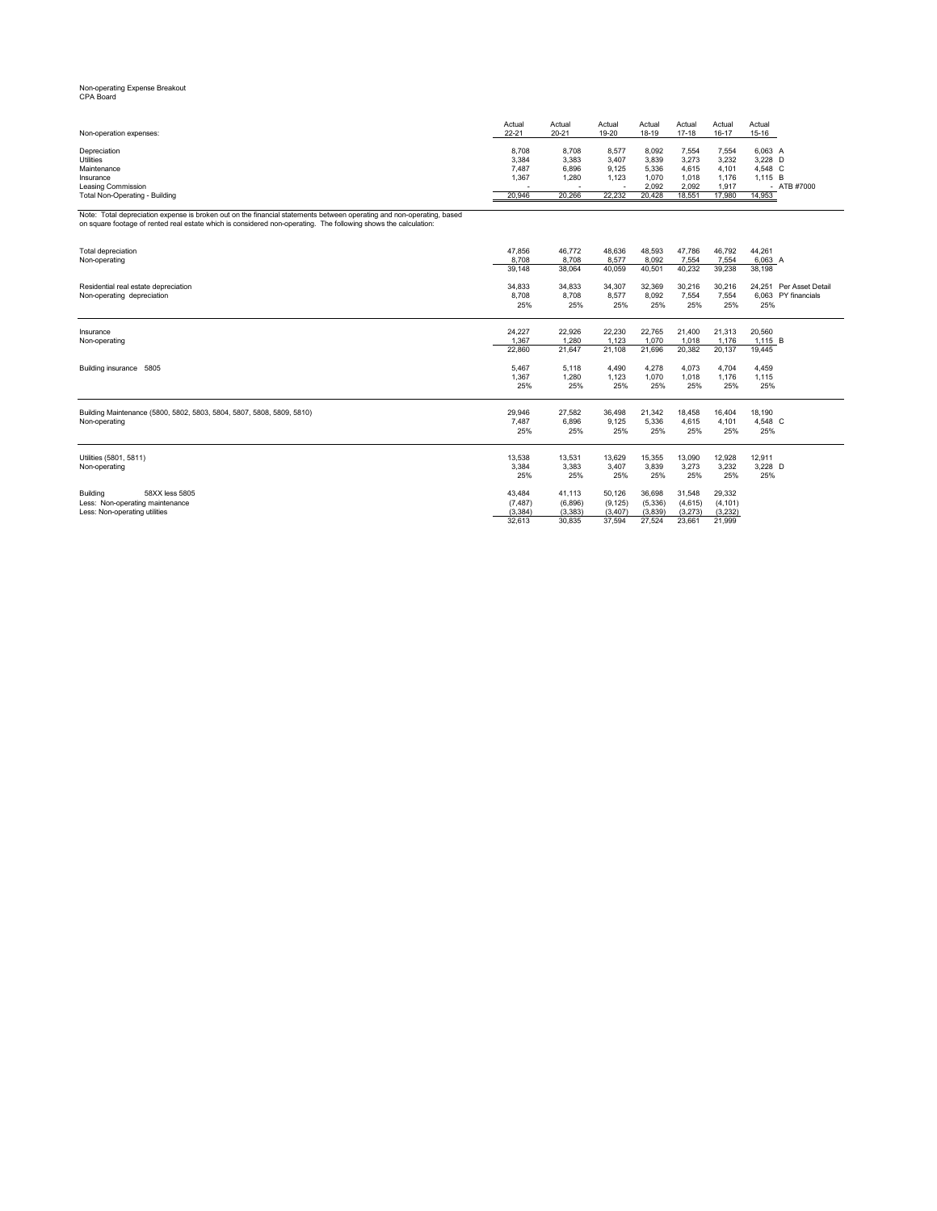Non-operating Expense Breakout
CPA Board

| Non-operation expenses: | Actual 22-21 | Actual 20-21 | Actual 19-20 | Actual 18-19 | Actual 17-18 | Actual 16-17 | Actual 15-16 | |
|---|---|---|---|---|---|---|---|---|
| Depreciation | 8,708 | 8,708 | 8,577 | 8,092 | 7,554 | 7,554 | 6,063 | A |
| Utilities | 3,384 | 3,383 | 3,407 | 3,839 | 3,273 | 3,232 | 3,228 | D |
| Maintenance | 7,487 | 6,896 | 9,125 | 5,336 | 4,615 | 4,101 | 4,548 | C |
| Insurance | 1,367 | 1,280 | 1,123 | 1,070 | 1,018 | 1,176 | 1,115 | B |
| Leasing Commission | - | - | - | 2,092 | 2,092 | 1,917 | - | ATB #7000 |
| Total Non-Operating - Building | 20,946 | 20,266 | 22,232 | 20,428 | 18,551 | 17,980 | 14,953 | |

Note: Total depreciation expense is broken out on the financial statements between operating and non-operating, based on square footage of rented real estate which is considered non-operating. The following shows the calculation:

| | 22-21 | 20-21 | 19-20 | 18-19 | 17-18 | 16-17 | 15-16 | |
|---|---|---|---|---|---|---|---|---|
| Total depreciation | 47,856 | 46,772 | 48,636 | 48,593 | 47,786 | 46,792 | 44,261 | |
| Non-operating | 8,708 | 8,708 | 8,577 | 8,092 | 7,554 | 7,554 | 6,063 | A |
| | 39,148 | 38,064 | 40,059 | 40,501 | 40,232 | 39,238 | 38,198 | |
| Residential real estate depreciation | 34,833 | 34,833 | 34,307 | 32,369 | 30,216 | 30,216 | 24,251 | Per Asset Detail |
| Non-operating depreciation | 8,708 | 8,708 | 8,577 | 8,092 | 7,554 | 7,554 | 6,063 | PY financials |
| | 25% | 25% | 25% | 25% | 25% | 25% | 25% | |
| Insurance | 24,227 | 22,926 | 22,230 | 22,765 | 21,400 | 21,313 | 20,560 | |
| Non-operating | 1,367 | 1,280 | 1,123 | 1,070 | 1,018 | 1,176 | 1,115 | B |
| | 22,860 | 21,647 | 21,108 | 21,696 | 20,382 | 20,137 | 19,445 | |
| Building insurance 5805 | 5,467 | 5,118 | 4,490 | 4,278 | 4,073 | 4,704 | 4,459 | |
| | 1,367 | 1,280 | 1,123 | 1,070 | 1,018 | 1,176 | 1,115 | |
| | 25% | 25% | 25% | 25% | 25% | 25% | 25% | |
| Building Maintenance (5800, 5802, 5803, 5804, 5807, 5808, 5809, 5810) | 29,946 | 27,582 | 36,498 | 21,342 | 18,458 | 16,404 | 18,190 | |
| Non-operating | 7,487 | 6,896 | 9,125 | 5,336 | 4,615 | 4,101 | 4,548 | C |
| | 25% | 25% | 25% | 25% | 25% | 25% | 25% | |
| Utilities (5801, 5811) | 13,538 | 13,531 | 13,629 | 15,355 | 13,090 | 12,928 | 12,911 | |
| Non-operating | 3,384 | 3,383 | 3,407 | 3,839 | 3,273 | 3,232 | 3,228 | D |
| | 25% | 25% | 25% | 25% | 25% | 25% | 25% | |
| Building 58XX less 5805 | 43,484 | 41,113 | 50,126 | 36,698 | 31,548 | 29,332 | | |
| Less: Non-operating maintenance | (7,487) | (6,896) | (9,125) | (5,336) | (4,615) | (4,101) | | |
| Less: Non-operating utilities | (3,384) | (3,383) | (3,407) | (3,839) | (3,273) | (3,232) | | |
| | 32,613 | 30,835 | 37,594 | 27,524 | 23,661 | 21,999 | | |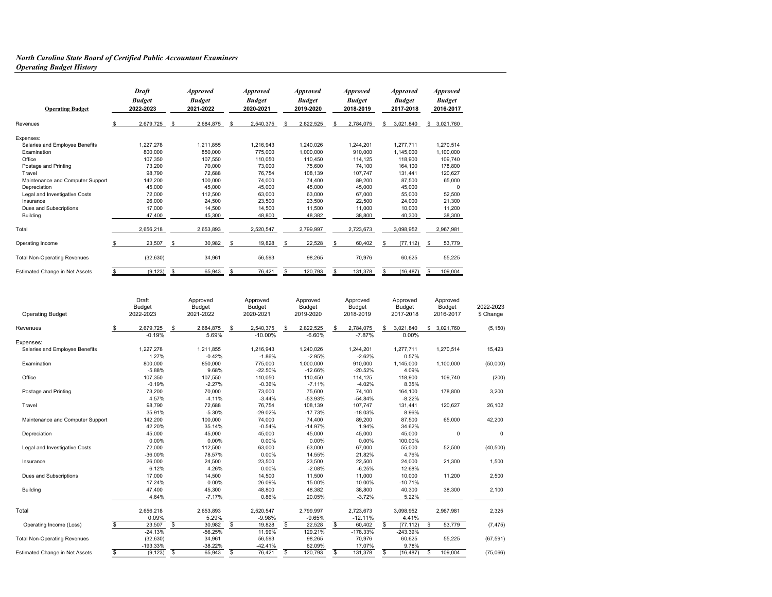***North Carolina State Board of Certified Public Accountant Examiners***
***Operating Budget History***

| **Operating Budget** | ***Draft Budget* 2022-2023** | ***Approved Budget* 2021-2022** | ***Approved Budget* 2020-2021** | ***Approved Budget* 2019-2020** | ***Approved Budget* 2018-2019** | ***Approved Budget* 2017-2018** | ***Approved Budget* 2016-2017** |
|---|---|---|---|---|---|---|---|
| Revenues | $ 2,679,725 | $ 2,684,875 | $ 2,540,375 | $ 2,822,525 | $ 2,784,075 | $ 3,021,840 | $ 3,021,760 |
| Expenses: | | | | | | | |
| Salaries and Employee Benefits | 1,227,278 | 1,211,855 | 1,216,943 | 1,240,026 | 1,244,201 | 1,277,711 | 1,270,514 |
| Examination | 800,000 | 850,000 | 775,000 | 1,000,000 | 910,000 | 1,145,000 | 1,100,000 |
| Office | 107,350 | 107,550 | 110,050 | 110,450 | 114,125 | 118,900 | 109,740 |
| Postage and Printing | 73,200 | 70,000 | 73,000 | 75,600 | 74,100 | 164,100 | 178,800 |
| Travel | 98,790 | 72,688 | 76,754 | 108,139 | 107,747 | 131,441 | 120,627 |
| Maintenance and Computer Support | 142,200 | 100,000 | 74,000 | 74,400 | 89,200 | 87,500 | 65,000 |
| Depreciation | 45,000 | 45,000 | 45,000 | 45,000 | 45,000 | 45,000 | 0 |
| Legal and Investigative Costs | 72,000 | 112,500 | 63,000 | 63,000 | 67,000 | 55,000 | 52,500 |
| Insurance | 26,000 | 24,500 | 23,500 | 23,500 | 22,500 | 24,000 | 21,300 |
| Dues and Subscriptions | 17,000 | 14,500 | 14,500 | 11,500 | 11,000 | 10,000 | 11,200 |
| Building | 47,400 | 45,300 | 48,800 | 48,382 | 38,800 | 40,300 | 38,300 |
| Total | 2,656,218 | 2,653,893 | 2,520,547 | 2,799,997 | 2,723,673 | 3,098,952 | 2,967,981 |
| Operating Income | $ 23,507 | $ 30,982 | $ 19,828 | $ 22,528 | $ 60,402 | $ (77,112) | $ 53,779 |
| Total Non-Operating Revenues | (32,630) | 34,961 | 56,593 | 98,265 | 70,976 | 60,625 | 55,225 |
| Estimated Change in Net Assets | $ (9,123) | $ 65,943 | $ 76,421 | $ 120,793 | $ 131,378 | $ (16,487) | $ 109,004 |

| Operating Budget | Draft Budget 2022-2023 | Approved Budget 2021-2022 | Approved Budget 2020-2021 | Approved Budget 2019-2020 | Approved Budget 2018-2019 | Approved Budget 2017-2018 | Approved Budget 2016-2017 | 2022-2023 $ Change |
|---|---|---|---|---|---|---|---|---|
| Revenues | $ 2,679,725 | $ 2,684,875 | $ 2,540,375 | $ 2,822,525 | $ 2,784,075 | $ 3,021,840 | $ 3,021,760 | (5,150) |
| | -0.19% | 5.69% | -10.00% | -6.60% | -7.87% | 0.00% | | |
| Expenses: | | | | | | | | |
| Salaries and Employee Benefits | 1,227,278 | 1,211,855 | 1,216,943 | 1,240,026 | 1,244,201 | 1,277,711 | 1,270,514 | 15,423 |
| | 1.27% | -0.42% | -1.86% | -2.95% | -2.62% | 0.57% | | |
| Examination | 800,000 | 850,000 | 775,000 | 1,000,000 | 910,000 | 1,145,000 | 1,100,000 | (50,000) |
| | -5.88% | 9.68% | -22.50% | -12.66% | -20.52% | 4.09% | | |
| Office | 107,350 | 107,550 | 110,050 | 110,450 | 114,125 | 118,900 | 109,740 | (200) |
| | -0.19% | -2.27% | -0.36% | -7.11% | -4.02% | 8.35% | | |
| Postage and Printing | 73,200 | 70,000 | 73,000 | 75,600 | 74,100 | 164,100 | 178,800 | 3,200 |
| | 4.57% | -4.11% | -3.44% | -53.93% | -54.84% | -8.22% | | |
| Travel | 98,790 | 72,688 | 76,754 | 108,139 | 107,747 | 131,441 | 120,627 | 26,102 |
| | 35.91% | -5.30% | -29.02% | -17.73% | -18.03% | 8.96% | | |
| Maintenance and Computer Support | 142,200 | 100,000 | 74,000 | 74,400 | 89,200 | 87,500 | 65,000 | 42,200 |
| | 42.20% | 35.14% | -0.54% | -14.97% | 1.94% | 34.62% | | |
| Depreciation | 45,000 | 45,000 | 45,000 | 45,000 | 45,000 | 45,000 | 0 | 0 |
| | 0.00% | 0.00% | 0.00% | 0.00% | 0.00% | 100.00% | | |
| Legal and Investigative Costs | 72,000 | 112,500 | 63,000 | 63,000 | 67,000 | 55,000 | 52,500 | (40,500) |
| | -36.00% | 78.57% | 0.00% | 14.55% | 21.82% | 4.76% | | |
| Insurance | 26,000 | 24,500 | 23,500 | 23,500 | 22,500 | 24,000 | 21,300 | 1,500 |
| | 6.12% | 4.26% | 0.00% | -2.08% | -6.25% | 12.68% | | |
| Dues and Subscriptions | 17,000 | 14,500 | 14,500 | 11,500 | 11,000 | 10,000 | 11,200 | 2,500 |
| | 17.24% | 0.00% | 26.09% | 15.00% | 10.00% | -10.71% | | |
| Building | 47,400 | 45,300 | 48,800 | 48,382 | 38,800 | 40,300 | 38,300 | 2,100 |
| | 4.64% | -7.17% | 0.86% | 20.05% | -3.72% | 5.22% | | |
| Total | 2,656,218 | 2,653,893 | 2,520,547 | 2,799,997 | 2,723,673 | 3,098,952 | 2,967,981 | 2,325 |
| | 0.09% | 5.29% | -9.98% | -9.65% | -12.11% | 4.41% | | |
| Operating Income (Loss) | $ 23,507 | $ 30,982 | $ 19,828 | $ 22,528 | $ 60,402 | $ (77,112) | $ 53,779 | (7,475) |
| | -24.13% | -56.25% | 11.99% | 129.21% | -178.33% | -243.39% | | |
| Total Non-Operating Revenues | (32,630) | 34,961 | 56,593 | 98,265 | 70,976 | 60,625 | 55,225 | (67,591) |
| | -193.33% | -38.22% | -42.41% | 62.09% | 17.07% | 9.78% | | |
| Estimated Change in Net Assets | $ (9,123) | $ 65,943 | $ 76,421 | $ 120,793 | $ 131,378 | $ (16,487) | $ 109,004 | (75,066) |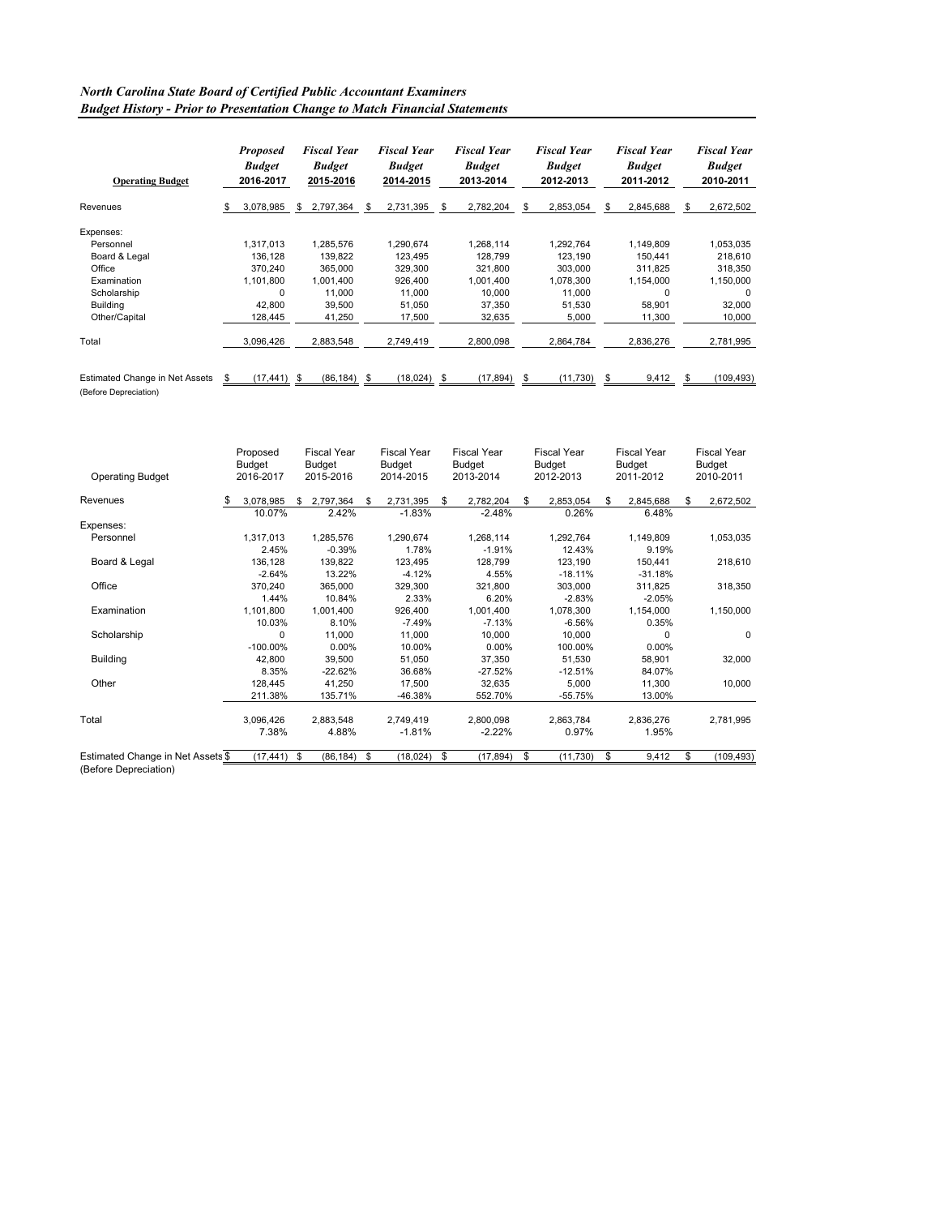*North Carolina State Board of Certified Public Accountant Examiners*
***Budget History - Prior to Presentation Change to Match Financial Statements***

| **Operating Budget** | ***Proposed Budget 2016-2017*** | ***Fiscal Year Budget 2015-2016*** | ***Fiscal Year Budget 2014-2015*** | ***Fiscal Year Budget 2013-2014*** | ***Fiscal Year Budget 2012-2013*** | ***Fiscal Year Budget 2011-2012*** | ***Fiscal Year Budget 2010-2011*** |
|---|---|---|---|---|---|---|---|
| Revenues | $ 3,078,985 | $ 2,797,364 | $ 2,731,395 | $ 2,782,204 | $ 2,853,054 | $ 2,845,688 | $ 2,672,502 |
| Expenses: | | | | | | | |
| Personnel | 1,317,013 | 1,285,576 | 1,290,674 | 1,268,114 | 1,292,764 | 1,149,809 | 1,053,035 |
| Board & Legal | 136,128 | 139,822 | 123,495 | 128,799 | 123,190 | 150,441 | 218,610 |
| Office | 370,240 | 365,000 | 329,300 | 321,800 | 303,000 | 311,825 | 318,350 |
| Examination | 1,101,800 | 1,001,400 | 926,400 | 1,001,400 | 1,078,300 | 1,154,000 | 1,150,000 |
| Scholarship | 0 | 11,000 | 11,000 | 10,000 | 11,000 | 0 | 0 |
| Building | 42,800 | 39,500 | 51,050 | 37,350 | 51,530 | 58,901 | 32,000 |
| Other/Capital | 128,445 | 41,250 | 17,500 | 32,635 | 5,000 | 11,300 | 10,000 |
| Total | 3,096,426 | 2,883,548 | 2,749,419 | 2,800,098 | 2,864,784 | 2,836,276 | 2,781,995 |
| Estimated Change in Net Assets (Before Depreciation) | $ (17,441) | $ (86,184) | $ (18,024) | $ (17,894) | $ (11,730) | $ 9,412 | $ (109,493) |

| Operating Budget | Proposed Budget 2016-2017 | Fiscal Year Budget 2015-2016 | Fiscal Year Budget 2014-2015 | Fiscal Year Budget 2013-2014 | Fiscal Year Budget 2012-2013 | Fiscal Year Budget 2011-2012 | Fiscal Year Budget 2010-2011 |
|---|---|---|---|---|---|---|---|
| Revenues | $ 3,078,985 | $ 2,797,364 | $ 2,731,395 | $ 2,782,204 | $ 2,853,054 | $ 2,845,688 | $ 2,672,502 |
| | 10.07% | 2.42% | -1.83% | -2.48% | 0.26% | 6.48% | |
| Expenses: | | | | | | | |
| Personnel | 1,317,013 | 1,285,576 | 1,290,674 | 1,268,114 | 1,292,764 | 1,149,809 | 1,053,035 |
| | 2.45% | -0.39% | 1.78% | -1.91% | 12.43% | 9.19% | |
| Board & Legal | 136,128 | 139,822 | 123,495 | 128,799 | 123,190 | 150,441 | 218,610 |
| | -2.64% | 13.22% | -4.12% | 4.55% | -18.11% | -31.18% | |
| Office | 370,240 | 365,000 | 329,300 | 321,800 | 303,000 | 311,825 | 318,350 |
| | 1.44% | 10.84% | 2.33% | 6.20% | -2.83% | -2.05% | |
| Examination | 1,101,800 | 1,001,400 | 926,400 | 1,001,400 | 1,078,300 | 1,154,000 | 1,150,000 |
| | 10.03% | 8.10% | -7.49% | -7.13% | -6.56% | 0.35% | |
| Scholarship | 0 | 11,000 | 11,000 | 10,000 | 10,000 | 0 | 0 |
| | -100.00% | 0.00% | 10.00% | 0.00% | 100.00% | 0.00% | |
| Building | 42,800 | 39,500 | 51,050 | 37,350 | 51,530 | 58,901 | 32,000 |
| | 8.35% | -22.62% | 36.68% | -27.52% | -12.51% | 84.07% | |
| Other | 128,445 | 41,250 | 17,500 | 32,635 | 5,000 | 11,300 | 10,000 |
| | 211.38% | 135.71% | -46.38% | 552.70% | -55.75% | 13.00% | |
| Total | 3,096,426 | 2,883,548 | 2,749,419 | 2,800,098 | 2,863,784 | 2,836,276 | 2,781,995 |
| | 7.38% | 4.88% | -1.81% | -2.22% | 0.97% | 1.95% | |
| Estimated Change in Net Assets (Before Depreciation) | $ (17,441) | $ (86,184) | $ (18,024) | $ (17,894) | $ (11,730) | $ 9,412 | $ (109,493) |